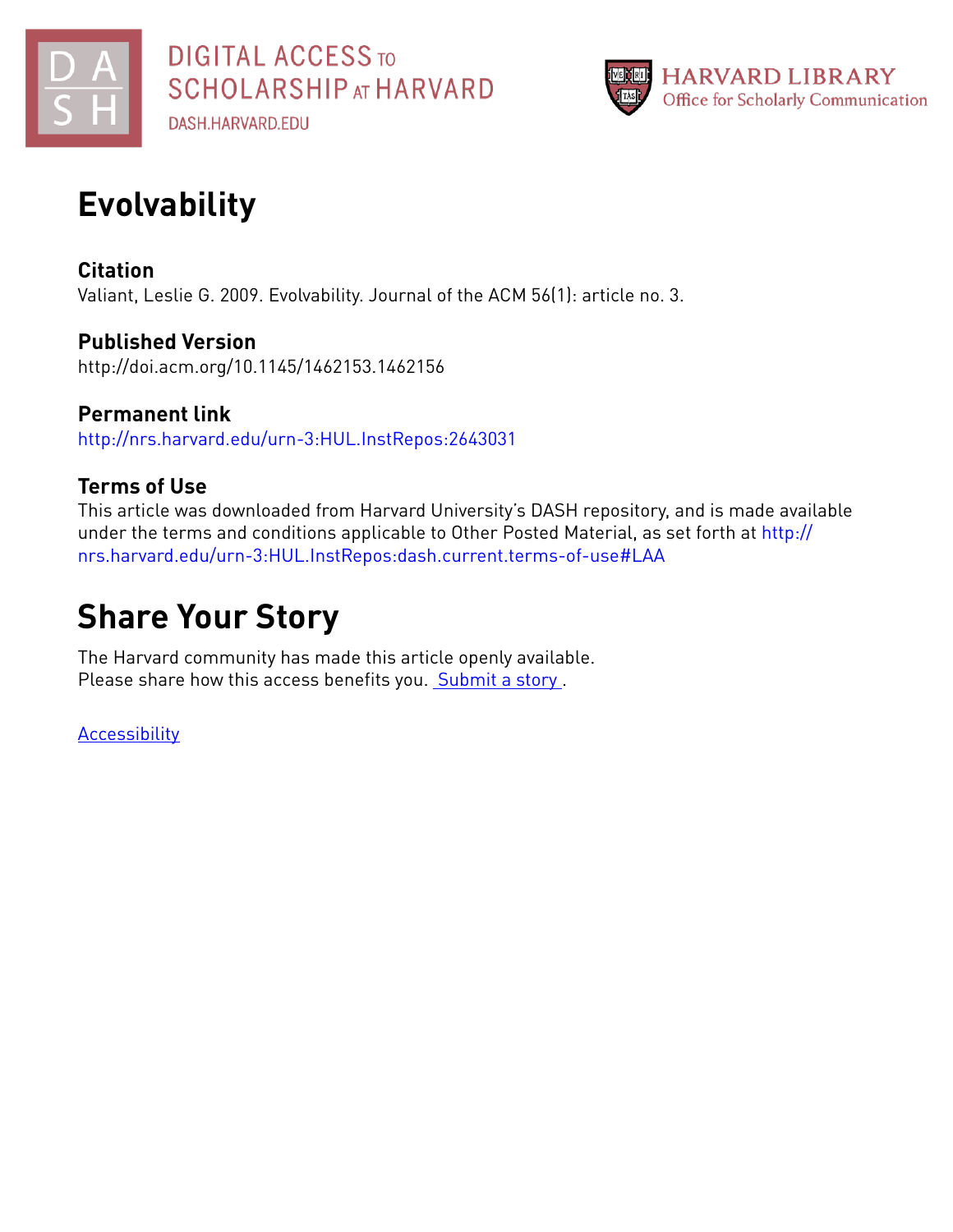DIGITAL ACCESS TO SCHOLARSHIP AT HARVARD
DASH.HARVARD.EDU

HARVARD LIBRARY
Office for Scholarly Communication

# Evolvability

## Citation

Valiant, Leslie G. 2009. Evolvability. Journal of the ACM 56(1): article no. 3.

## Published Version

http://doi.acm.org/10.1145/1462153.1462156

## Permanent link

http://nrs.harvard.edu/urn-3:HUL.InstRepos:2643031

## Terms of Use

This article was downloaded from Harvard University's DASH repository, and is made available under the terms and conditions applicable to Other Posted Material, as set forth at http://nrs.harvard.edu/urn-3:HUL.InstRepos:dash.current.terms-of-use#LAA

# Share Your Story

The Harvard community has made this article openly available.
Please share how this access benefits you. Submit a story .

Accessibility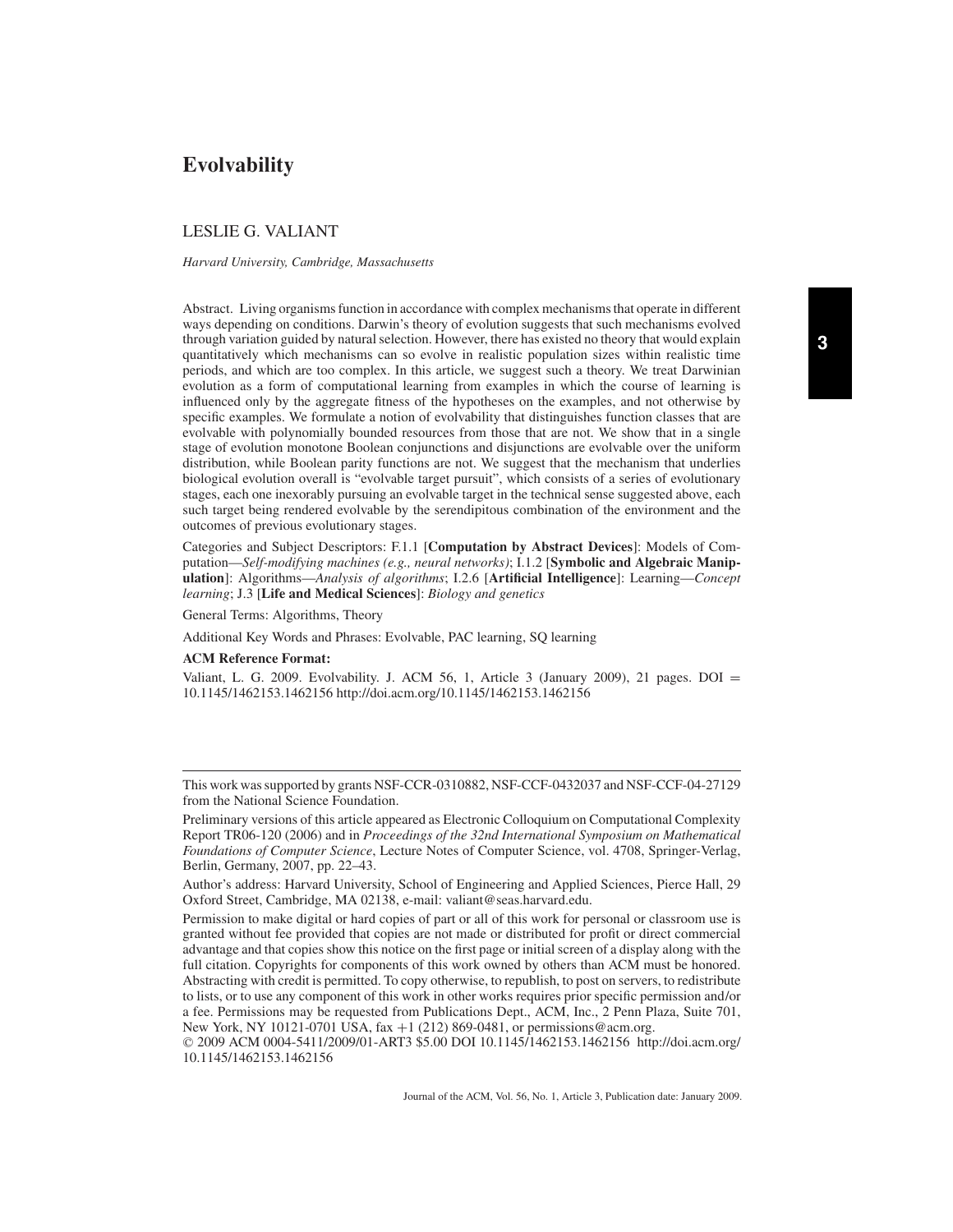# Evolvability

LESLIE G. VALIANT

*Harvard University, Cambridge, Massachusetts*

Abstract. Living organisms function in accordance with complex mechanisms that operate in different ways depending on conditions. Darwin's theory of evolution suggests that such mechanisms evolved through variation guided by natural selection. However, there has existed no theory that would explain quantitatively which mechanisms can so evolve in realistic population sizes within realistic time periods, and which are too complex. In this article, we suggest such a theory. We treat Darwinian evolution as a form of computational learning from examples in which the course of learning is influenced only by the aggregate fitness of the hypotheses on the examples, and not otherwise by specific examples. We formulate a notion of evolvability that distinguishes function classes that are evolvable with polynomially bounded resources from those that are not. We show that in a single stage of evolution monotone Boolean conjunctions and disjunctions are evolvable over the uniform distribution, while Boolean parity functions are not. We suggest that the mechanism that underlies biological evolution overall is "evolvable target pursuit", which consists of a series of evolutionary stages, each one inexorably pursuing an evolvable target in the technical sense suggested above, each such target being rendered evolvable by the serendipitous combination of the environment and the outcomes of previous evolutionary stages.

Categories and Subject Descriptors: F.1.1 [**Computation by Abstract Devices**]: Models of Computation—*Self-modifying machines (e.g., neural networks)*; I.1.2 [**Symbolic and Algebraic Manipulation**]: Algorithms—*Analysis of algorithms*; I.2.6 [**Artificial Intelligence**]: Learning—*Concept learning*; J.3 [**Life and Medical Sciences**]: *Biology and genetics*

General Terms: Algorithms, Theory

Additional Key Words and Phrases: Evolvable, PAC learning, SQ learning

**ACM Reference Format:**

Valiant, L. G. 2009. Evolvability. J. ACM 56, 1, Article 3 (January 2009), 21 pages. DOI = 10.1145/1462153.1462156 http://doi.acm.org/10.1145/1462153.1462156

---

This work was supported by grants NSF-CCR-0310882, NSF-CCF-0432037 and NSF-CCF-04-27129 from the National Science Foundation.

Preliminary versions of this article appeared as Electronic Colloquium on Computational Complexity Report TR06-120 (2006) and in *Proceedings of the 32nd International Symposium on Mathematical Foundations of Computer Science*, Lecture Notes of Computer Science, vol. 4708, Springer-Verlag, Berlin, Germany, 2007, pp. 22–43.

Author's address: Harvard University, School of Engineering and Applied Sciences, Pierce Hall, 29 Oxford Street, Cambridge, MA 02138, e-mail: valiant@seas.harvard.edu.

Permission to make digital or hard copies of part or all of this work for personal or classroom use is granted without fee provided that copies are not made or distributed for profit or direct commercial advantage and that copies show this notice on the first page or initial screen of a display along with the full citation. Copyrights for components of this work owned by others than ACM must be honored. Abstracting with credit is permitted. To copy otherwise, to republish, to post on servers, to redistribute to lists, or to use any component of this work in other works requires prior specific permission and/or a fee. Permissions may be requested from Publications Dept., ACM, Inc., 2 Penn Plaza, Suite 701, New York, NY 10121-0701 USA, fax +1 (212) 869-0481, or permissions@acm.org.

© 2009 ACM 0004-5411/2009/01-ART3 $5.00 DOI 10.1145/1462153.1462156 http://doi.acm.org/10.1145/1462153.1462156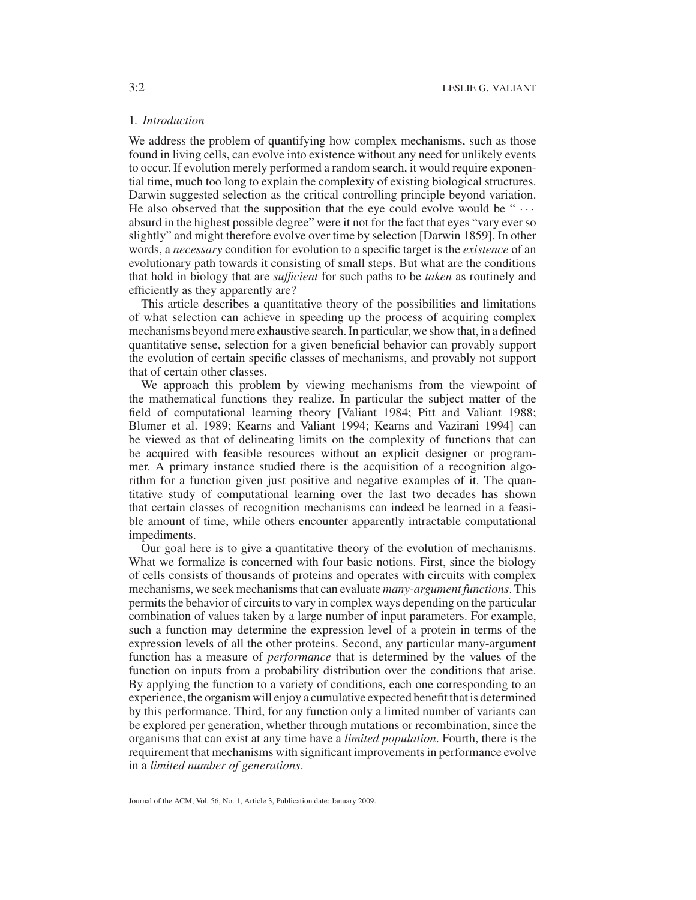## 1. *Introduction*

We address the problem of quantifying how complex mechanisms, such as those found in living cells, can evolve into existence without any need for unlikely events to occur. If evolution merely performed a random search, it would require exponential time, much too long to explain the complexity of existing biological structures. Darwin suggested selection as the critical controlling principle beyond variation. He also observed that the supposition that the eye could evolve would be " ··· absurd in the highest possible degree" were it not for the fact that eyes "vary ever so slightly" and might therefore evolve over time by selection [Darwin 1859]. In other words, a *necessary* condition for evolution to a specific target is the *existence* of an evolutionary path towards it consisting of small steps. But what are the conditions that hold in biology that are *sufficient* for such paths to be *taken* as routinely and efficiently as they apparently are?

This article describes a quantitative theory of the possibilities and limitations of what selection can achieve in speeding up the process of acquiring complex mechanisms beyond mere exhaustive search. In particular, we show that, in a defined quantitative sense, selection for a given beneficial behavior can provably support the evolution of certain specific classes of mechanisms, and provably not support that of certain other classes.

We approach this problem by viewing mechanisms from the viewpoint of the mathematical functions they realize. In particular the subject matter of the field of computational learning theory [Valiant 1984; Pitt and Valiant 1988; Blumer et al. 1989; Kearns and Valiant 1994; Kearns and Vazirani 1994] can be viewed as that of delineating limits on the complexity of functions that can be acquired with feasible resources without an explicit designer or programmer. A primary instance studied there is the acquisition of a recognition algorithm for a function given just positive and negative examples of it. The quantitative study of computational learning over the last two decades has shown that certain classes of recognition mechanisms can indeed be learned in a feasible amount of time, while others encounter apparently intractable computational impediments.

Our goal here is to give a quantitative theory of the evolution of mechanisms. What we formalize is concerned with four basic notions. First, since the biology of cells consists of thousands of proteins and operates with circuits with complex mechanisms, we seek mechanisms that can evaluate *many-argument functions*. This permits the behavior of circuits to vary in complex ways depending on the particular combination of values taken by a large number of input parameters. For example, such a function may determine the expression level of a protein in terms of the expression levels of all the other proteins. Second, any particular many-argument function has a measure of *performance* that is determined by the values of the function on inputs from a probability distribution over the conditions that arise. By applying the function to a variety of conditions, each one corresponding to an experience, the organism will enjoy a cumulative expected benefit that is determined by this performance. Third, for any function only a limited number of variants can be explored per generation, whether through mutations or recombination, since the organisms that can exist at any time have a *limited population*. Fourth, there is the requirement that mechanisms with significant improvements in performance evolve in a *limited number of generations*.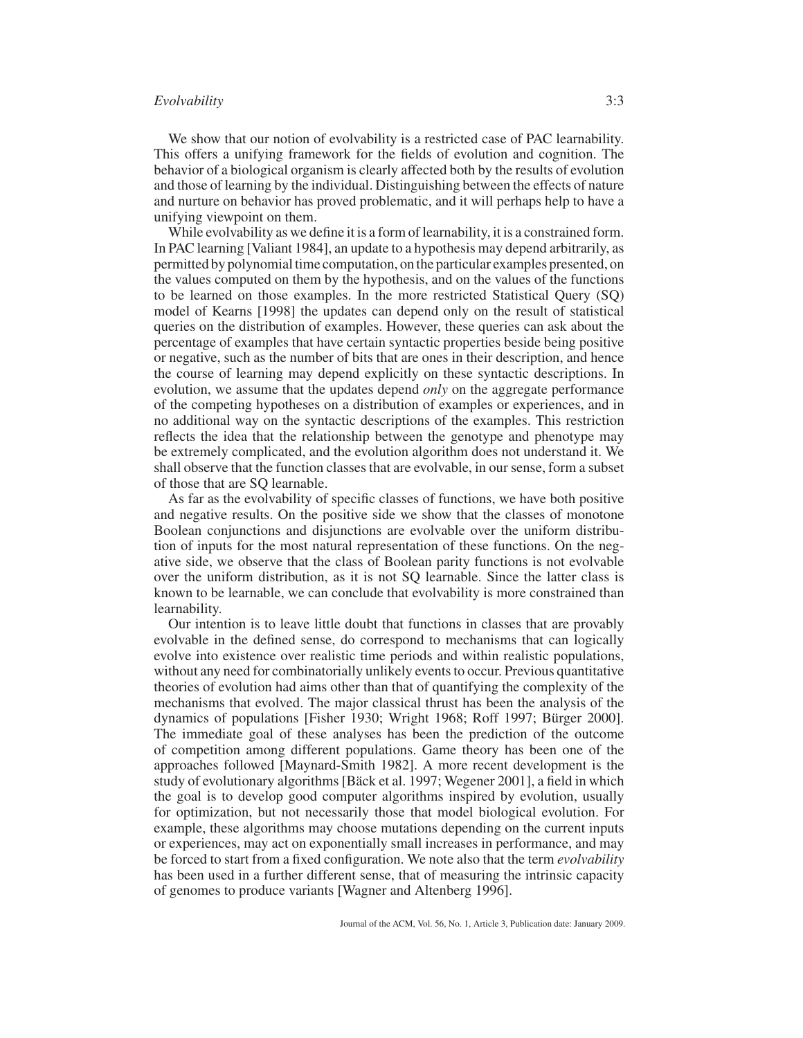We show that our notion of evolvability is a restricted case of PAC learnability. This offers a unifying framework for the fields of evolution and cognition. The behavior of a biological organism is clearly affected both by the results of evolution and those of learning by the individual. Distinguishing between the effects of nature and nurture on behavior has proved problematic, and it will perhaps help to have a unifying viewpoint on them.

While evolvability as we define it is a form of learnability, it is a constrained form. In PAC learning [Valiant 1984], an update to a hypothesis may depend arbitrarily, as permitted by polynomial time computation, on the particular examples presented, on the values computed on them by the hypothesis, and on the values of the functions to be learned on those examples. In the more restricted Statistical Query (SQ) model of Kearns [1998] the updates can depend only on the result of statistical queries on the distribution of examples. However, these queries can ask about the percentage of examples that have certain syntactic properties beside being positive or negative, such as the number of bits that are ones in their description, and hence the course of learning may depend explicitly on these syntactic descriptions. In evolution, we assume that the updates depend *only* on the aggregate performance of the competing hypotheses on a distribution of examples or experiences, and in no additional way on the syntactic descriptions of the examples. This restriction reflects the idea that the relationship between the genotype and phenotype may be extremely complicated, and the evolution algorithm does not understand it. We shall observe that the function classes that are evolvable, in our sense, form a subset of those that are SQ learnable.

As far as the evolvability of specific classes of functions, we have both positive and negative results. On the positive side we show that the classes of monotone Boolean conjunctions and disjunctions are evolvable over the uniform distribution of inputs for the most natural representation of these functions. On the negative side, we observe that the class of Boolean parity functions is not evolvable over the uniform distribution, as it is not SQ learnable. Since the latter class is known to be learnable, we can conclude that evolvability is more constrained than learnability.

Our intention is to leave little doubt that functions in classes that are provably evolvable in the defined sense, do correspond to mechanisms that can logically evolve into existence over realistic time periods and within realistic populations, without any need for combinatorially unlikely events to occur. Previous quantitative theories of evolution had aims other than that of quantifying the complexity of the mechanisms that evolved. The major classical thrust has been the analysis of the dynamics of populations [Fisher 1930; Wright 1968; Roff 1997; Bürger 2000]. The immediate goal of these analyses has been the prediction of the outcome of competition among different populations. Game theory has been one of the approaches followed [Maynard-Smith 1982]. A more recent development is the study of evolutionary algorithms [Bäck et al. 1997; Wegener 2001], a field in which the goal is to develop good computer algorithms inspired by evolution, usually for optimization, but not necessarily those that model biological evolution. For example, these algorithms may choose mutations depending on the current inputs or experiences, may act on exponentially small increases in performance, and may be forced to start from a fixed configuration. We note also that the term *evolvability* has been used in a further different sense, that of measuring the intrinsic capacity of genomes to produce variants [Wagner and Altenberg 1996].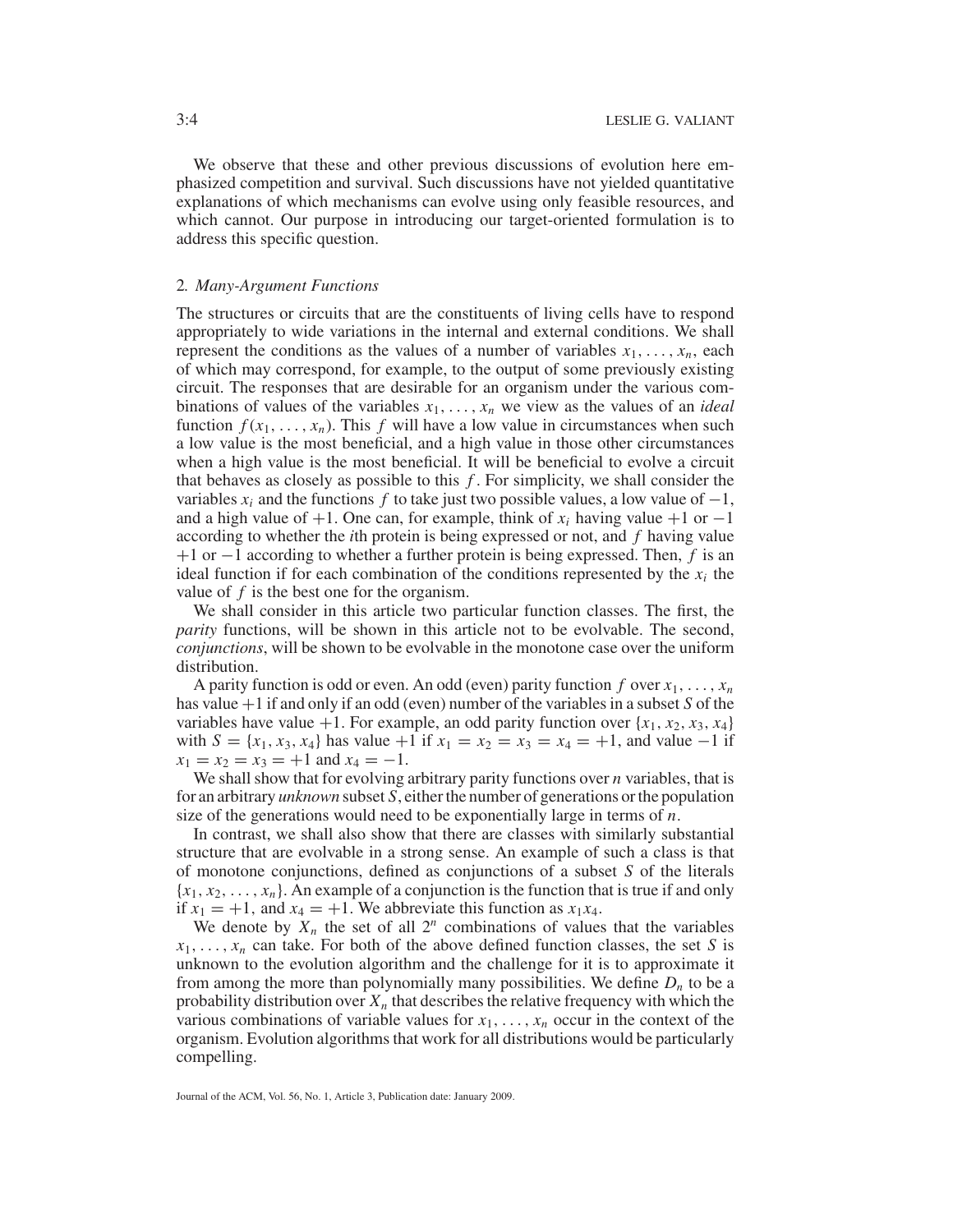We observe that these and other previous discussions of evolution here emphasized competition and survival. Such discussions have not yielded quantitative explanations of which mechanisms can evolve using only feasible resources, and which cannot. Our purpose in introducing our target-oriented formulation is to address this specific question.

## 2. *Many-Argument Functions*

The structures or circuits that are the constituents of living cells have to respond appropriately to wide variations in the internal and external conditions. We shall represent the conditions as the values of a number of variables $x_1, \ldots, x_n$, each of which may correspond, for example, to the output of some previously existing circuit. The responses that are desirable for an organism under the various combinations of values of the variables $x_1, \ldots, x_n$ we view as the values of an *ideal* function $f(x_1, \ldots, x_n)$. This $f$ will have a low value in circumstances when such a low value is the most beneficial, and a high value in those other circumstances when a high value is the most beneficial. It will be beneficial to evolve a circuit that behaves as closely as possible to this $f$. For simplicity, we shall consider the variables $x_i$ and the functions $f$ to take just two possible values, a low value of $-1$, and a high value of $+1$. One can, for example, think of $x_i$ having value $+1$ or $-1$ according to whether the $i$th protein is being expressed or not, and $f$ having value $+1$ or $-1$ according to whether a further protein is being expressed. Then, $f$ is an ideal function if for each combination of the conditions represented by the $x_i$ the value of $f$ is the best one for the organism.

We shall consider in this article two particular function classes. The first, the *parity* functions, will be shown in this article not to be evolvable. The second, *conjunctions*, will be shown to be evolvable in the monotone case over the uniform distribution.

A parity function is odd or even. An odd (even) parity function $f$ over $x_1, \ldots, x_n$ has value $+1$ if and only if an odd (even) number of the variables in a subset $S$ of the variables have value $+1$. For example, an odd parity function over $\{x_1, x_2, x_3, x_4\}$ with $S = \{x_1, x_3, x_4\}$ has value $+1$ if $x_1 = x_2 = x_3 = x_4 = +1$, and value $-1$ if $x_1 = x_2 = x_3 = +1$ and $x_4 = -1$.

We shall show that for evolving arbitrary parity functions over $n$ variables, that is for an arbitrary *unknown* subset $S$, either the number of generations or the population size of the generations would need to be exponentially large in terms of $n$.

In contrast, we shall also show that there are classes with similarly substantial structure that are evolvable in a strong sense. An example of such a class is that of monotone conjunctions, defined as conjunctions of a subset $S$ of the literals $\{x_1, x_2, \ldots, x_n\}$. An example of a conjunction is the function that is true if and only if $x_1 = +1$, and $x_4 = +1$. We abbreviate this function as $x_1x_4$.

We denote by $X_n$ the set of all $2^n$ combinations of values that the variables $x_1, \ldots, x_n$ can take. For both of the above defined function classes, the set $S$ is unknown to the evolution algorithm and the challenge for it is to approximate it from among the more than polynomially many possibilities. We define $D_n$ to be a probability distribution over $X_n$ that describes the relative frequency with which the various combinations of variable values for $x_1, \ldots, x_n$ occur in the context of the organism. Evolution algorithms that work for all distributions would be particularly compelling.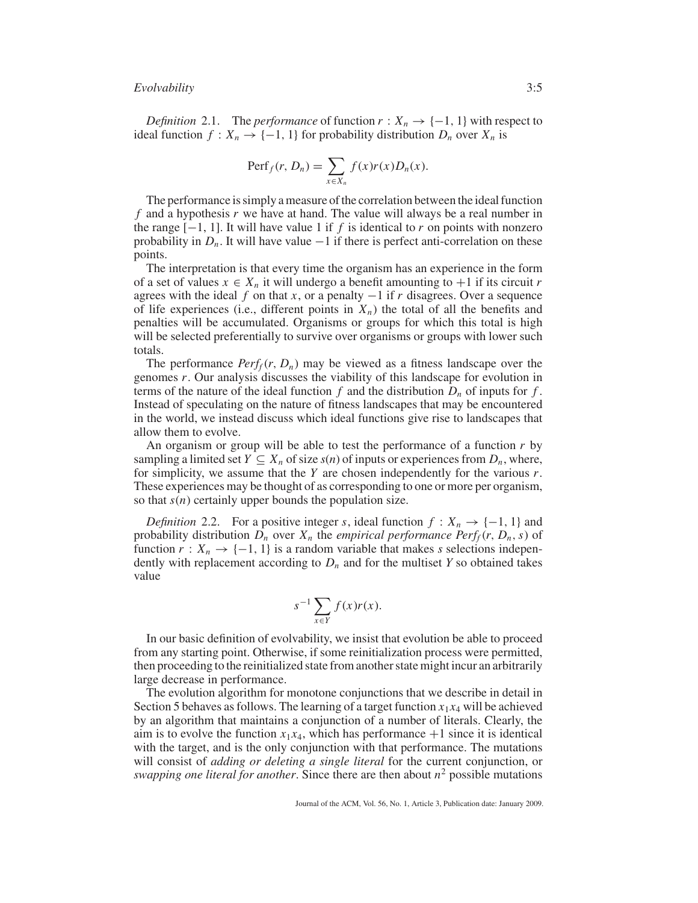*Definition* 2.1. The *performance* of function $r : X_n \to \{-1, 1\}$ with respect to ideal function $f : X_n \to \{-1, 1\}$ for probability distribution $D_n$ over $X_n$ is

$$\text{Perf}_f(r, D_n) = \sum_{x \in X_n} f(x)r(x)D_n(x).$$

The performance is simply a measure of the correlation between the ideal function $f$ and a hypothesis $r$ we have at hand. The value will always be a real number in the range $[-1, 1]$. It will have value 1 if $f$ is identical to $r$ on points with nonzero probability in $D_n$. It will have value $-1$ if there is perfect anti-correlation on these points.

The interpretation is that every time the organism has an experience in the form of a set of values $x \in X_n$ it will undergo a benefit amounting to $+1$ if its circuit $r$ agrees with the ideal $f$ on that $x$, or a penalty $-1$ if $r$ disagrees. Over a sequence of life experiences (i.e., different points in $X_n$) the total of all the benefits and penalties will be accumulated. Organisms or groups for which this total is high will be selected preferentially to survive over organisms or groups with lower such totals.

The performance $Perf_f(r, D_n)$ may be viewed as a fitness landscape over the genomes $r$. Our analysis discusses the viability of this landscape for evolution in terms of the nature of the ideal function $f$ and the distribution $D_n$ of inputs for $f$. Instead of speculating on the nature of fitness landscapes that may be encountered in the world, we instead discuss which ideal functions give rise to landscapes that allow them to evolve.

An organism or group will be able to test the performance of a function $r$ by sampling a limited set $Y \subseteq X_n$ of size $s(n)$ of inputs or experiences from $D_n$, where, for simplicity, we assume that the $Y$ are chosen independently for the various $r$. These experiences may be thought of as corresponding to one or more per organism, so that $s(n)$ certainly upper bounds the population size.

*Definition* 2.2. For a positive integer $s$, ideal function $f : X_n \to \{-1, 1\}$ and probability distribution $D_n$ over $X_n$ the *empirical performance* $Perf_f(r, D_n, s)$ of function $r : X_n \to \{-1, 1\}$ is a random variable that makes $s$ selections independently with replacement according to $D_n$ and for the multiset $Y$ so obtained takes value

$$s^{-1} \sum_{x \in Y} f(x)r(x).$$

In our basic definition of evolvability, we insist that evolution be able to proceed from any starting point. Otherwise, if some reinitialization process were permitted, then proceeding to the reinitialized state from another state might incur an arbitrarily large decrease in performance.

The evolution algorithm for monotone conjunctions that we describe in detail in Section 5 behaves as follows. The learning of a target function $x_1x_4$ will be achieved by an algorithm that maintains a conjunction of a number of literals. Clearly, the aim is to evolve the function $x_1x_4$, which has performance $+1$ since it is identical with the target, and is the only conjunction with that performance. The mutations will consist of *adding or deleting a single literal* for the current conjunction, or *swapping one literal for another*. Since there are then about $n^2$ possible mutations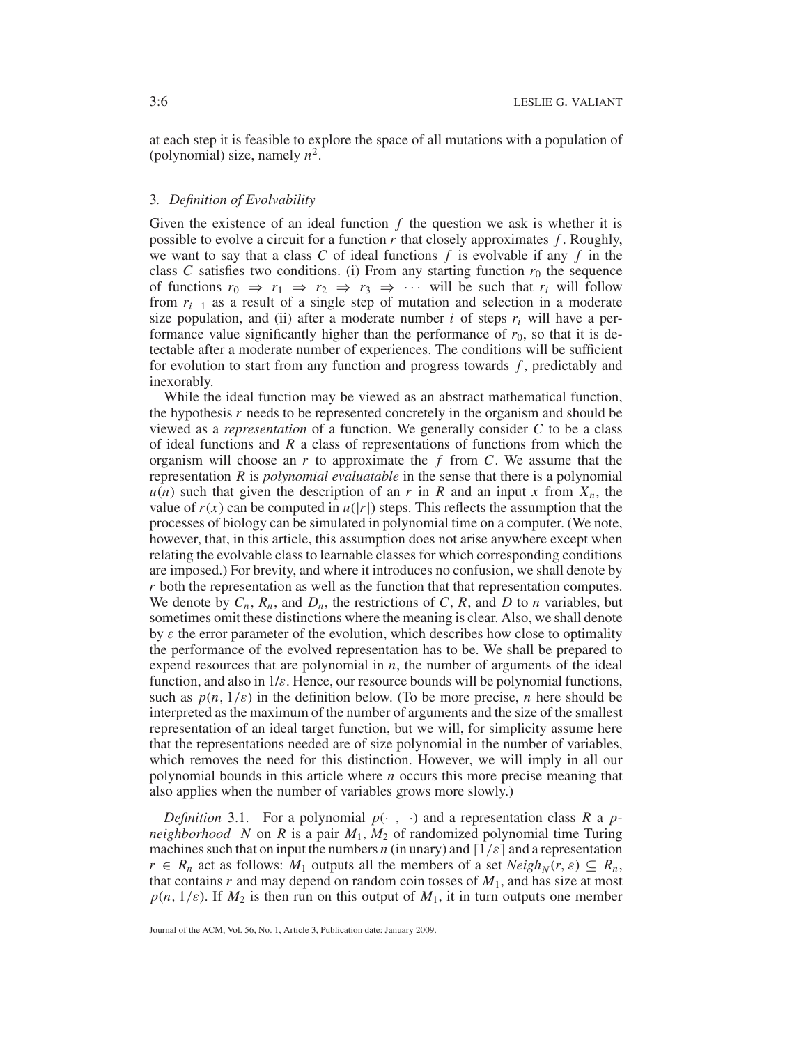at each step it is feasible to explore the space of all mutations with a population of (polynomial) size, namely $n^2$.

## 3. *Definition of Evolvability*

Given the existence of an ideal function $f$ the question we ask is whether it is possible to evolve a circuit for a function $r$ that closely approximates $f$. Roughly, we want to say that a class $C$ of ideal functions $f$ is evolvable if any $f$ in the class $C$ satisfies two conditions. (i) From any starting function $r_0$ the sequence of functions $r_0 \Rightarrow r_1 \Rightarrow r_2 \Rightarrow r_3 \Rightarrow \cdots$ will be such that $r_i$ will follow from $r_{i-1}$ as a result of a single step of mutation and selection in a moderate size population, and (ii) after a moderate number $i$ of steps $r_i$ will have a performance value significantly higher than the performance of $r_0$, so that it is detectable after a moderate number of experiences. The conditions will be sufficient for evolution to start from any function and progress towards $f$, predictably and inexorably.

While the ideal function may be viewed as an abstract mathematical function, the hypothesis $r$ needs to be represented concretely in the organism and should be viewed as a *representation* of a function. We generally consider $C$ to be a class of ideal functions and $R$ a class of representations of functions from which the organism will choose an $r$ to approximate the $f$ from $C$. We assume that the representation $R$ is *polynomial evaluatable* in the sense that there is a polynomial $u(n)$ such that given the description of an $r$ in $R$ and an input $x$ from $X_n$, the value of $r(x)$ can be computed in $u(|r|)$ steps. This reflects the assumption that the processes of biology can be simulated in polynomial time on a computer. (We note, however, that, in this article, this assumption does not arise anywhere except when relating the evolvable class to learnable classes for which corresponding conditions are imposed.) For brevity, and where it introduces no confusion, we shall denote by $r$ both the representation as well as the function that that representation computes. We denote by $C_n$, $R_n$, and $D_n$, the restrictions of $C$, $R$, and $D$ to $n$ variables, but sometimes omit these distinctions where the meaning is clear. Also, we shall denote by $\varepsilon$ the error parameter of the evolution, which describes how close to optimality the performance of the evolved representation has to be. We shall be prepared to expend resources that are polynomial in $n$, the number of arguments of the ideal function, and also in $1/\varepsilon$. Hence, our resource bounds will be polynomial functions, such as $p(n, 1/\varepsilon)$ in the definition below. (To be more precise, $n$ here should be interpreted as the maximum of the number of arguments and the size of the smallest representation of an ideal target function, but we will, for simplicity assume here that the representations needed are of size polynomial in the number of variables, which removes the need for this distinction. However, we will imply in all our polynomial bounds in this article where $n$ occurs this more precise meaning that also applies when the number of variables grows more slowly.)

*Definition* 3.1. For a polynomial $p(\cdot\ ,\ \cdot)$ and a representation class $R$ a *p-neighborhood* $N$ on $R$ is a pair $M_1, M_2$ of randomized polynomial time Turing machines such that on input the numbers $n$ (in unary) and $\lceil 1/\varepsilon \rceil$ and a representation $r \in R_n$ act as follows: $M_1$ outputs all the members of a set $Neigh_N(r, \varepsilon) \subseteq R_n$, that contains $r$ and may depend on random coin tosses of $M_1$, and has size at most $p(n, 1/\varepsilon)$. If $M_2$ is then run on this output of $M_1$, it in turn outputs one member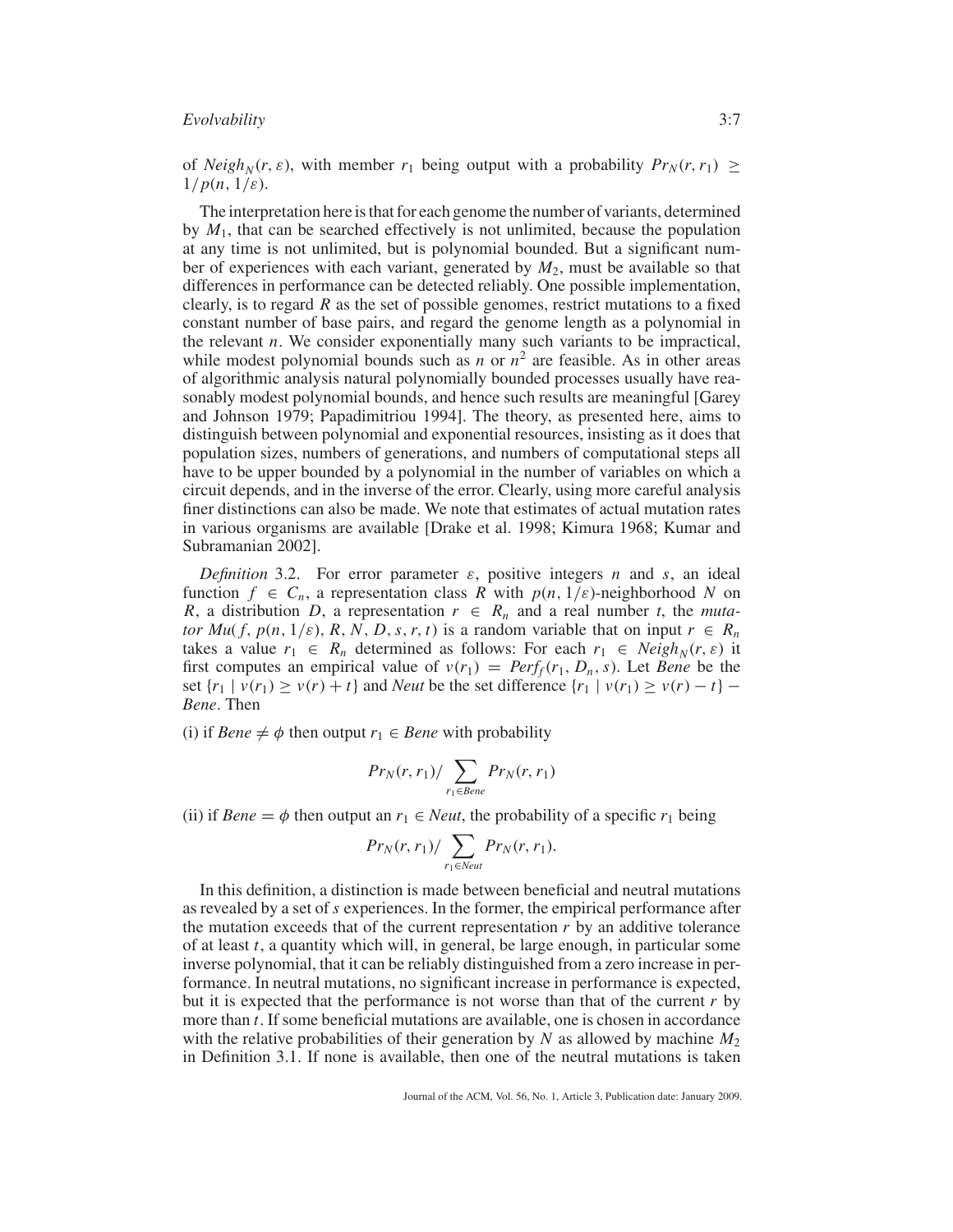of $Neigh_N(r, \varepsilon)$, with member $r_1$ being output with a probability $Pr_N(r, r_1) \geq 1/p(n, 1/\varepsilon)$.

The interpretation here is that for each genome the number of variants, determined by $M_1$, that can be searched effectively is not unlimited, because the population at any time is not unlimited, but is polynomial bounded. But a significant number of experiences with each variant, generated by $M_2$, must be available so that differences in performance can be detected reliably. One possible implementation, clearly, is to regard $R$ as the set of possible genomes, restrict mutations to a fixed constant number of base pairs, and regard the genome length as a polynomial in the relevant $n$. We consider exponentially many such variants to be impractical, while modest polynomial bounds such as $n$ or $n^2$ are feasible. As in other areas of algorithmic analysis natural polynomially bounded processes usually have reasonably modest polynomial bounds, and hence such results are meaningful [Garey and Johnson 1979; Papadimitriou 1994]. The theory, as presented here, aims to distinguish between polynomial and exponential resources, insisting as it does that population sizes, numbers of generations, and numbers of computational steps all have to be upper bounded by a polynomial in the number of variables on which a circuit depends, and in the inverse of the error. Clearly, using more careful analysis finer distinctions can also be made. We note that estimates of actual mutation rates in various organisms are available [Drake et al. 1998; Kimura 1968; Kumar and Subramanian 2002].

*Definition* 3.2. For error parameter $\varepsilon$, positive integers $n$ and $s$, an ideal function $f \in C_n$, a representation class $R$ with $p(n, 1/\varepsilon)$-neighborhood $N$ on $R$, a distribution $D$, a representation $r \in R_n$ and a real number $t$, the *mutator* $Mu(f, p(n, 1/\varepsilon), R, N, D, s, r, t)$ is a random variable that on input $r \in R_n$ takes a value $r_1 \in R_n$ determined as follows: For each $r_1 \in Neigh_N(r, \varepsilon)$ it first computes an empirical value of $v(r_1) = Perf_f(r_1, D_n, s)$. Let *Bene* be the set $\{r_1 \mid v(r_1) \geq v(r) + t\}$ and *Neut* be the set difference $\{r_1 \mid v(r_1) \geq v(r) - t\} - Bene$. Then

(i) if $Bene \neq \phi$ then output $r_1 \in Bene$ with probability

$$Pr_N(r, r_1) / \sum_{r_1 \in Bene} Pr_N(r, r_1)$$

(ii) if $Bene = \phi$ then output an $r_1 \in Neut$, the probability of a specific $r_1$ being

$$Pr_N(r, r_1) / \sum_{r_1 \in Neut} Pr_N(r, r_1).$$

In this definition, a distinction is made between beneficial and neutral mutations as revealed by a set of $s$ experiences. In the former, the empirical performance after the mutation exceeds that of the current representation $r$ by an additive tolerance of at least $t$, a quantity which will, in general, be large enough, in particular some inverse polynomial, that it can be reliably distinguished from a zero increase in performance. In neutral mutations, no significant increase in performance is expected, but it is expected that the performance is not worse than that of the current $r$ by more than $t$. If some beneficial mutations are available, one is chosen in accordance with the relative probabilities of their generation by $N$ as allowed by machine $M_2$ in Definition 3.1. If none is available, then one of the neutral mutations is taken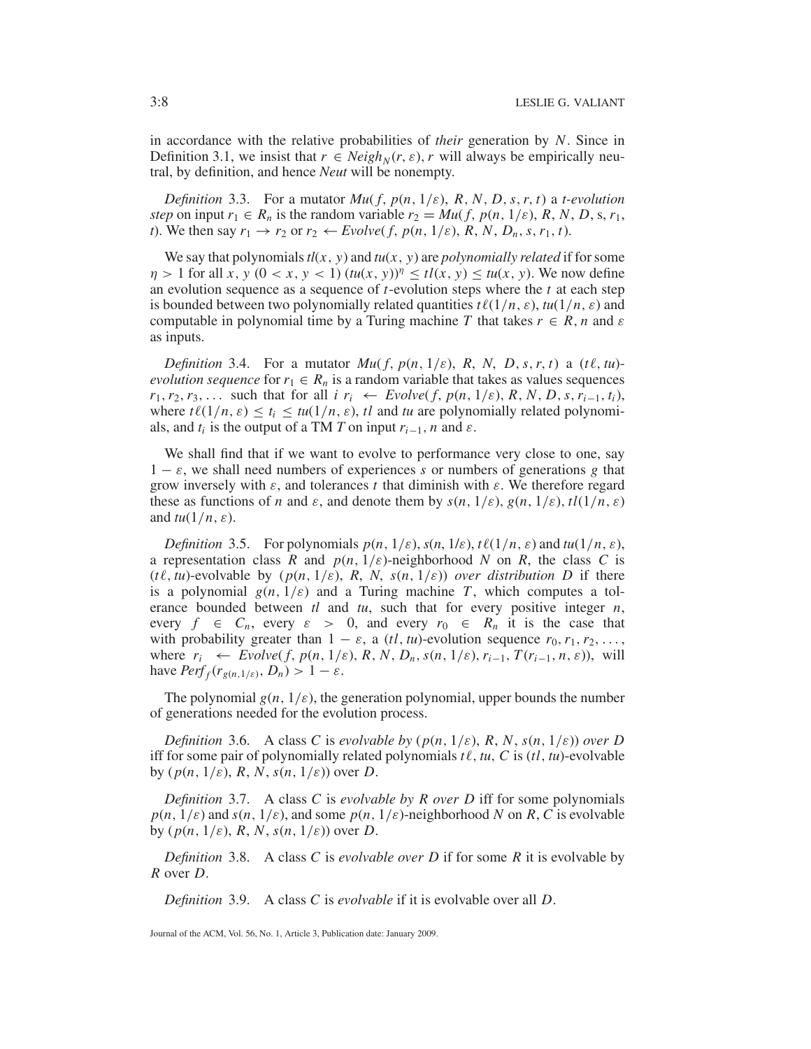in accordance with the relative probabilities of *their* generation by $N$. Since in Definition 3.1, we insist that $r \in Neigh_N(r, \varepsilon)$, $r$ will always be empirically neutral, by definition, and hence *Neut* will be nonempty.

*Definition* 3.3. For a mutator $Mu(f, p(n, 1/\varepsilon), R, N, D, s, r, t)$ a *t-evolution step* on input $r_1 \in R_n$ is the random variable $r_2 = Mu(f, p(n, 1/\varepsilon), R, N, D, s, r_1, t)$. We then say $r_1 \to r_2$ or $r_2 \leftarrow Evolve(f, p(n, 1/\varepsilon), R, N, D_n, s, r_1, t)$.

We say that polynomials $tl(x, y)$ and $tu(x, y)$ are *polynomially related* if for some $\eta > 1$ for all $x, y$ $(0 < x, y < 1)$ $(tu(x, y))^\eta \leq tl(x, y) \leq tu(x, y)$. We now define an evolution sequence as a sequence of $t$-evolution steps where the $t$ at each step is bounded between two polynomially related quantities $t\ell(1/n, \varepsilon)$, $tu(1/n, \varepsilon)$ and computable in polynomial time by a Turing machine $T$ that takes $r \in R$, $n$ and $\varepsilon$ as inputs.

*Definition* 3.4. For a mutator $Mu(f, p(n, 1/\varepsilon), R, N, D, s, r, t)$ a $(t\ell, tu)$-*evolution sequence* for $r_1 \in R_n$ is a random variable that takes as values sequences $r_1, r_2, r_3, \ldots$ such that for all $i$ $r_i \leftarrow Evolve(f, p(n, 1/\varepsilon), R, N, D, s, r_{i-1}, t_i)$, where $t\ell(1/n, \varepsilon) \leq t_i \leq tu(1/n, \varepsilon)$, $tl$ and $tu$ are polynomially related polynomials, and $t_i$ is the output of a TM $T$ on input $r_{i-1}$, $n$ and $\varepsilon$.

We shall find that if we want to evolve to performance very close to one, say $1 - \varepsilon$, we shall need numbers of experiences $s$ or numbers of generations $g$ that grow inversely with $\varepsilon$, and tolerances $t$ that diminish with $\varepsilon$. We therefore regard these as functions of $n$ and $\varepsilon$, and denote them by $s(n, 1/\varepsilon)$, $g(n, 1/\varepsilon)$, $tl(1/n, \varepsilon)$ and $tu(1/n, \varepsilon)$.

*Definition* 3.5. For polynomials $p(n, 1/\varepsilon)$, $s(n, 1/\varepsilon)$, $t\ell(1/n, \varepsilon)$ and $tu(1/n, \varepsilon)$, a representation class $R$ and $p(n, 1/\varepsilon)$-neighborhood $N$ on $R$, the class $C$ is $(t\ell, tu)$-evolvable by $(p(n, 1/\varepsilon), R, N, s(n, 1/\varepsilon))$ *over distribution* $D$ if there is a polynomial $g(n, 1/\varepsilon)$ and a Turing machine $T$, which computes a tolerance bounded between $tl$ and $tu$, such that for every positive integer $n$, every $f \in C_n$, every $\varepsilon > 0$, and every $r_0 \in R_n$ it is the case that with probability greater than $1 - \varepsilon$, a $(tl, tu)$-evolution sequence $r_0, r_1, r_2, \ldots$, where $r_i \leftarrow Evolve(f, p(n, 1/\varepsilon), R, N, D_n, s(n, 1/\varepsilon), r_{i-1}, T(r_{i-1}, n, \varepsilon))$, will have $Perf_f(r_{g(n,1/\varepsilon)}, D_n) > 1 - \varepsilon$.

The polynomial $g(n, 1/\varepsilon)$, the generation polynomial, upper bounds the number of generations needed for the evolution process.

*Definition* 3.6. A class $C$ is *evolvable by* $(p(n, 1/\varepsilon), R, N, s(n, 1/\varepsilon))$ *over* $D$ iff for some pair of polynomially related polynomials $t\ell$, $tu$, $C$ is $(tl, tu)$-evolvable by $(p(n, 1/\varepsilon), R, N, s(n, 1/\varepsilon))$ over $D$.

*Definition* 3.7. A class $C$ is *evolvable by $R$ over $D$* iff for some polynomials $p(n, 1/\varepsilon)$ and $s(n, 1/\varepsilon)$, and some $p(n, 1/\varepsilon)$-neighborhood $N$ on $R$, $C$ is evolvable by $(p(n, 1/\varepsilon), R, N, s(n, 1/\varepsilon))$ over $D$.

*Definition* 3.8. A class $C$ is *evolvable over $D$* if for some $R$ it is evolvable by $R$ over $D$.

*Definition* 3.9. A class $C$ is *evolvable* if it is evolvable over all $D$.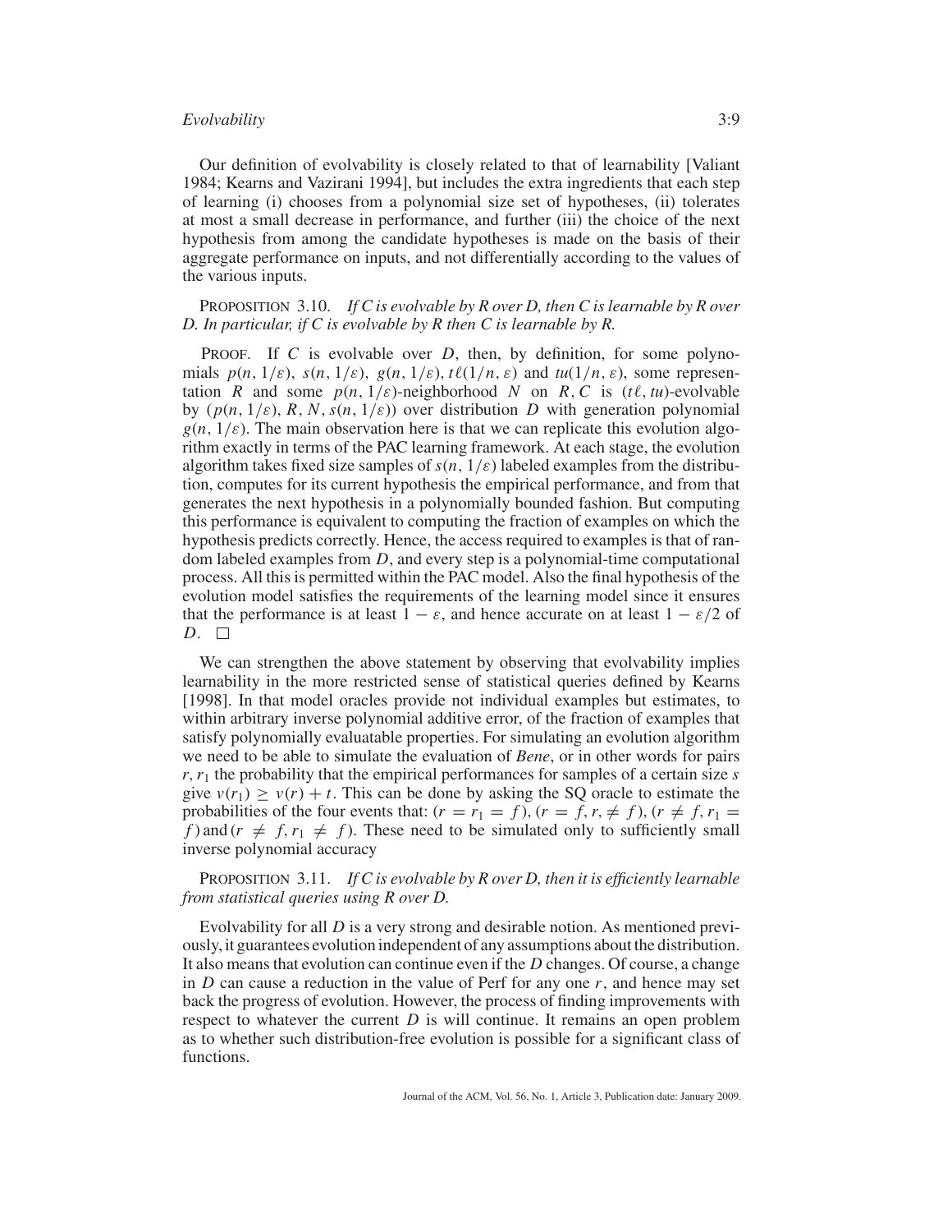Our definition of evolvability is closely related to that of learnability [Valiant 1984; Kearns and Vazirani 1994], but includes the extra ingredients that each step of learning (i) chooses from a polynomial size set of hypotheses, (ii) tolerates at most a small decrease in performance, and further (iii) the choice of the next hypothesis from among the candidate hypotheses is made on the basis of their aggregate performance on inputs, and not differentially according to the values of the various inputs.

PROPOSITION 3.10. *If C is evolvable by R over D, then C is learnable by R over D. In particular, if C is evolvable by R then C is learnable by R.*

PROOF. If $C$ is evolvable over $D$, then, by definition, for some polynomials $p(n, 1/\varepsilon)$, $s(n, 1/\varepsilon)$, $g(n, 1/\varepsilon)$, $t\ell(1/n, \varepsilon)$ and $tu(1/n, \varepsilon)$, some representation $R$ and some $p(n, 1/\varepsilon)$-neighborhood $N$ on $R$, $C$ is $(t\ell, tu)$-evolvable by $(p(n, 1/\varepsilon), R, N, s(n, 1/\varepsilon))$ over distribution $D$ with generation polynomial $g(n, 1/\varepsilon)$. The main observation here is that we can replicate this evolution algorithm exactly in terms of the PAC learning framework. At each stage, the evolution algorithm takes fixed size samples of $s(n, 1/\varepsilon)$ labeled examples from the distribution, computes for its current hypothesis the empirical performance, and from that generates the next hypothesis in a polynomially bounded fashion. But computing this performance is equivalent to computing the fraction of examples on which the hypothesis predicts correctly. Hence, the access required to examples is that of random labeled examples from $D$, and every step is a polynomial-time computational process. All this is permitted within the PAC model. Also the final hypothesis of the evolution model satisfies the requirements of the learning model since it ensures that the performance is at least $1 - \varepsilon$, and hence accurate on at least $1 - \varepsilon/2$ of $D$. □

We can strengthen the above statement by observing that evolvability implies learnability in the more restricted sense of statistical queries defined by Kearns [1998]. In that model oracles provide not individual examples but estimates, to within arbitrary inverse polynomial additive error, of the fraction of examples that satisfy polynomially evaluatable properties. For simulating an evolution algorithm we need to be able to simulate the evaluation of *Bene*, or in other words for pairs $r, r_1$ the probability that the empirical performances for samples of a certain size $s$ give $v(r_1) \geq v(r) + t$. This can be done by asking the SQ oracle to estimate the probabilities of the four events that: $(r = r_1 = f)$, $(r = f, r_1 \neq f)$, $(r \neq f, r_1 = f)$ and $(r \neq f, r_1 \neq f)$. These need to be simulated only to sufficiently small inverse polynomial accuracy

PROPOSITION 3.11. *If C is evolvable by R over D, then it is efficiently learnable from statistical queries using R over D.*

Evolvability for all $D$ is a very strong and desirable notion. As mentioned previously, it guarantees evolution independent of any assumptions about the distribution. It also means that evolution can continue even if the $D$ changes. Of course, a change in $D$ can cause a reduction in the value of Perf for any one $r$, and hence may set back the progress of evolution. However, the process of finding improvements with respect to whatever the current $D$ is will continue. It remains an open problem as to whether such distribution-free evolution is possible for a significant class of functions.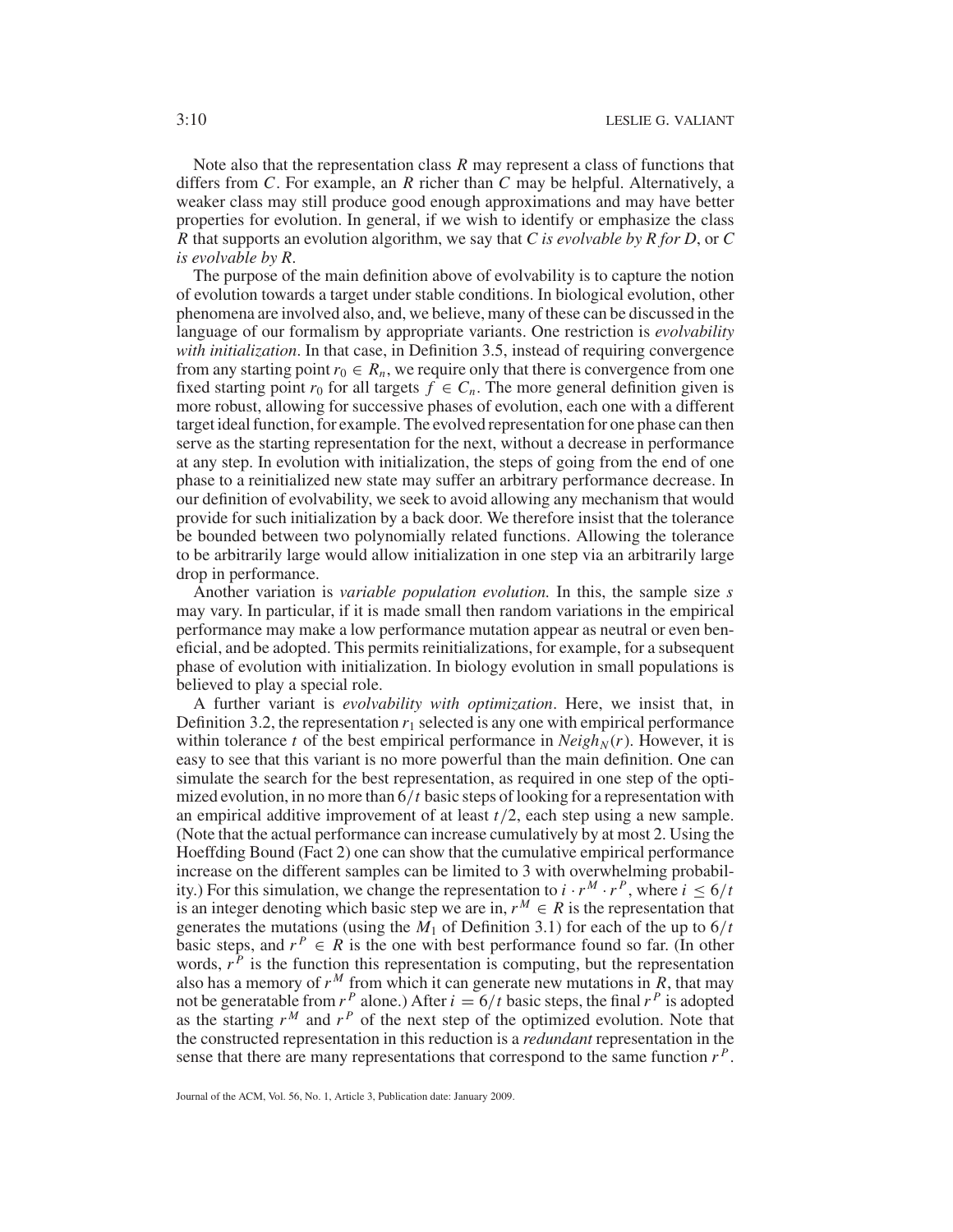Note also that the representation class $R$ may represent a class of functions that differs from $C$. For example, an $R$ richer than $C$ may be helpful. Alternatively, a weaker class may still produce good enough approximations and may have better properties for evolution. In general, if we wish to identify or emphasize the class $R$ that supports an evolution algorithm, we say that *$C$ is evolvable by $R$ for $D$*, or *$C$ is evolvable by $R$*.

The purpose of the main definition above of evolvability is to capture the notion of evolution towards a target under stable conditions. In biological evolution, other phenomena are involved also, and, we believe, many of these can be discussed in the language of our formalism by appropriate variants. One restriction is *evolvability with initialization*. In that case, in Definition 3.5, instead of requiring convergence from any starting point $r_0 \in R_n$, we require only that there is convergence from one fixed starting point $r_0$ for all targets $f \in C_n$. The more general definition given is more robust, allowing for successive phases of evolution, each one with a different target ideal function, for example. The evolved representation for one phase can then serve as the starting representation for the next, without a decrease in performance at any step. In evolution with initialization, the steps of going from the end of one phase to a reinitialized new state may suffer an arbitrary performance decrease. In our definition of evolvability, we seek to avoid allowing any mechanism that would provide for such initialization by a back door. We therefore insist that the tolerance be bounded between two polynomially related functions. Allowing the tolerance to be arbitrarily large would allow initialization in one step via an arbitrarily large drop in performance.

Another variation is *variable population evolution.* In this, the sample size $s$ may vary. In particular, if it is made small then random variations in the empirical performance may make a low performance mutation appear as neutral or even beneficial, and be adopted. This permits reinitializations, for example, for a subsequent phase of evolution with initialization. In biology evolution in small populations is believed to play a special role.

A further variant is *evolvability with optimization*. Here, we insist that, in Definition 3.2, the representation $r_1$ selected is any one with empirical performance within tolerance $t$ of the best empirical performance in $Neigh_N(r)$. However, it is easy to see that this variant is no more powerful than the main definition. One can simulate the search for the best representation, as required in one step of the optimized evolution, in no more than $6/t$ basic steps of looking for a representation with an empirical additive improvement of at least $t/2$, each step using a new sample. (Note that the actual performance can increase cumulatively by at most 2. Using the Hoeffding Bound (Fact 2) one can show that the cumulative empirical performance increase on the different samples can be limited to 3 with overwhelming probability.) For this simulation, we change the representation to $i \cdot r^M \cdot r^P$, where $i \leq 6/t$ is an integer denoting which basic step we are in, $r^M \in R$ is the representation that generates the mutations (using the $M_1$ of Definition 3.1) for each of the up to $6/t$ basic steps, and $r^P \in R$ is the one with best performance found so far. (In other words, $r^P$ is the function this representation is computing, but the representation also has a memory of $r^M$ from which it can generate new mutations in $R$, that may not be generatable from $r^P$ alone.) After $i = 6/t$ basic steps, the final $r^P$ is adopted as the starting $r^M$ and $r^P$ of the next step of the optimized evolution. Note that the constructed representation in this reduction is a *redundant* representation in the sense that there are many representations that correspond to the same function $r^P$.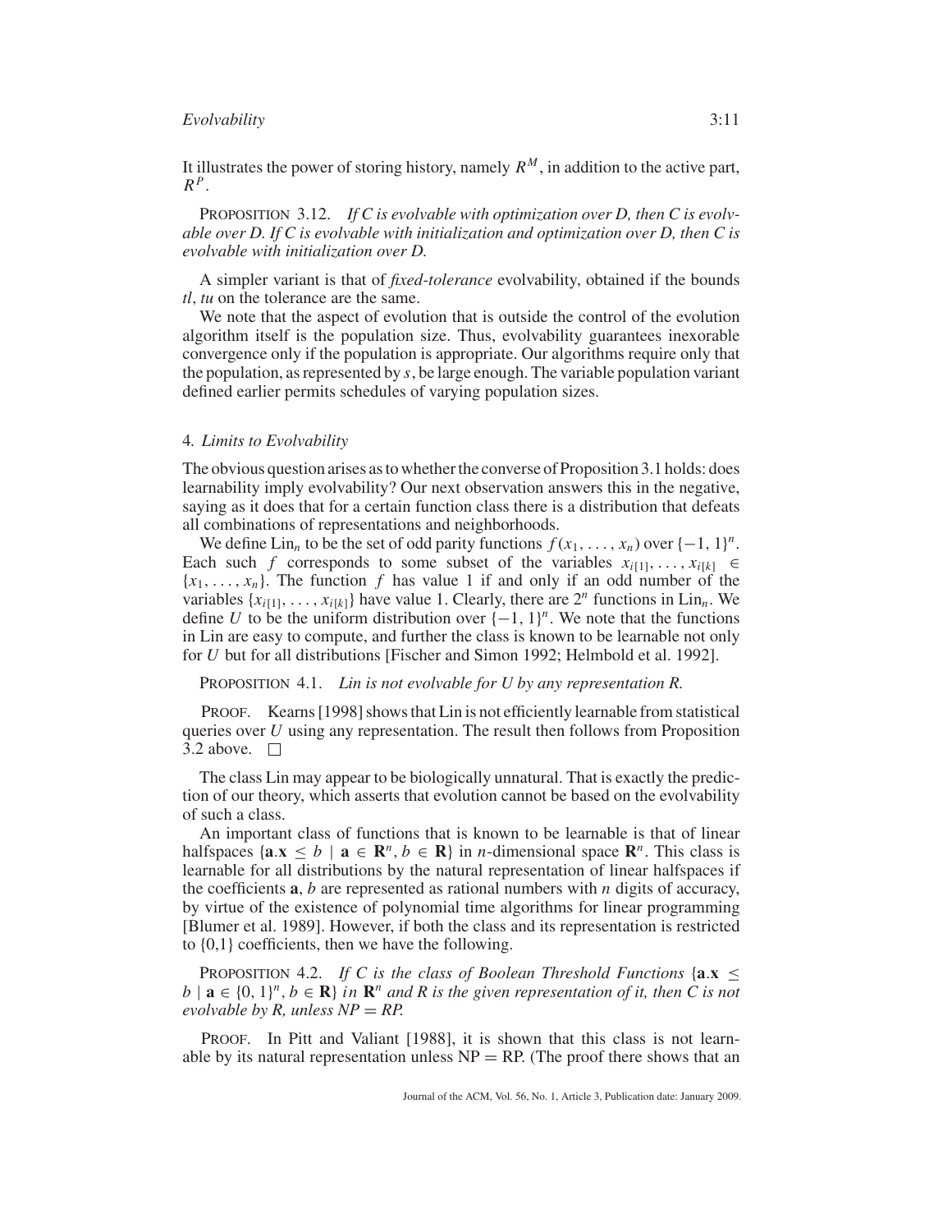It illustrates the power of storing history, namely $R^M$, in addition to the active part, $R^P$.

PROPOSITION 3.12. *If C is evolvable with optimization over D, then C is evolvable over D. If C is evolvable with initialization and optimization over D, then C is evolvable with initialization over D.*

A simpler variant is that of *fixed-tolerance* evolvability, obtained if the bounds *tl*, *tu* on the tolerance are the same.

We note that the aspect of evolution that is outside the control of the evolution algorithm itself is the population size. Thus, evolvability guarantees inexorable convergence only if the population is appropriate. Our algorithms require only that the population, as represented by $s$, be large enough. The variable population variant defined earlier permits schedules of varying population sizes.

## 4. *Limits to Evolvability*

The obvious question arises as to whether the converse of Proposition 3.1 holds: does learnability imply evolvability? Our next observation answers this in the negative, saying as it does that for a certain function class there is a distribution that defeats all combinations of representations and neighborhoods.

We define $\text{Lin}_n$ to be the set of odd parity functions $f(x_1, \ldots, x_n)$ over $\{-1, 1\}^n$. Each such $f$ corresponds to some subset of the variables $x_{i[1]}, \ldots, x_{i[k]} \in \{x_1, \ldots, x_n\}$. The function $f$ has value 1 if and only if an odd number of the variables $\{x_{i[1]}, \ldots, x_{i[k]}\}$ have value 1. Clearly, there are $2^n$ functions in $\text{Lin}_n$. We define $U$ to be the uniform distribution over $\{-1, 1\}^n$. We note that the functions in Lin are easy to compute, and further the class is known to be learnable not only for $U$ but for all distributions [Fischer and Simon 1992; Helmbold et al. 1992].

PROPOSITION 4.1. *Lin is not evolvable for U by any representation R.*

PROOF. Kearns [1998] shows that Lin is not efficiently learnable from statistical queries over $U$ using any representation. The result then follows from Proposition 3.2 above. □

The class Lin may appear to be biologically unnatural. That is exactly the prediction of our theory, which asserts that evolution cannot be based on the evolvability of such a class.

An important class of functions that is known to be learnable is that of linear halfspaces $\{\mathbf{a}.\mathbf{x} \leq b \mid \mathbf{a} \in \mathbf{R}^n, b \in \mathbf{R}\}$ in $n$-dimensional space $\mathbf{R}^n$. This class is learnable for all distributions by the natural representation of linear halfspaces if the coefficients $\mathbf{a}$, $b$ are represented as rational numbers with $n$ digits of accuracy, by virtue of the existence of polynomial time algorithms for linear programming [Blumer et al. 1989]. However, if both the class and its representation is restricted to {0,1} coefficients, then we have the following.

PROPOSITION 4.2. *If C is the class of Boolean Threshold Functions* $\{\mathbf{a}.\mathbf{x} \leq b \mid \mathbf{a} \in \{0, 1\}^n, b \in \mathbf{R}\}$ *in* $\mathbf{R}^n$ *and R is the given representation of it, then C is not evolvable by R, unless NP = RP.*

PROOF. In Pitt and Valiant [1988], it is shown that this class is not learnable by its natural representation unless NP = RP. (The proof there shows that an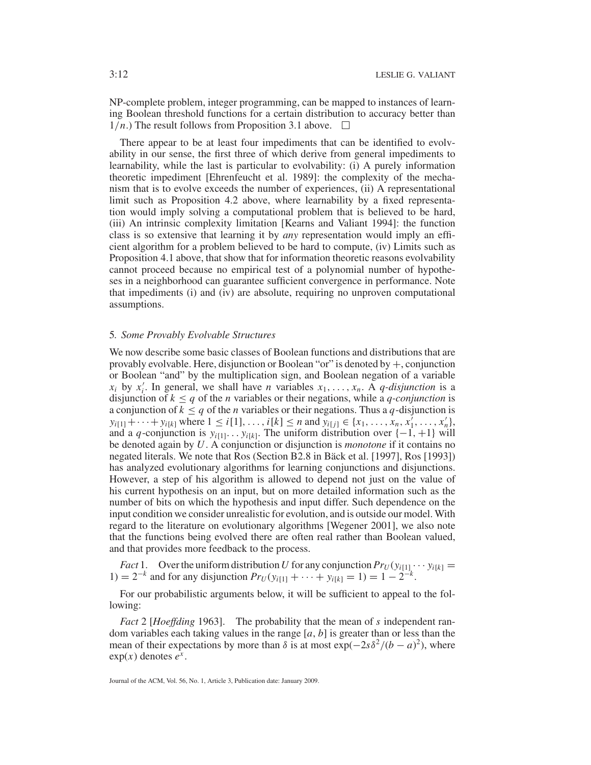NP-complete problem, integer programming, can be mapped to instances of learning Boolean threshold functions for a certain distribution to accuracy better than $1/n$.) The result follows from Proposition 3.1 above. $\square$

There appear to be at least four impediments that can be identified to evolvability in our sense, the first three of which derive from general impediments to learnability, while the last is particular to evolvability: (i) A purely information theoretic impediment [Ehrenfeucht et al. 1989]: the complexity of the mechanism that is to evolve exceeds the number of experiences, (ii) A representational limit such as Proposition 4.2 above, where learnability by a fixed representation would imply solving a computational problem that is believed to be hard, (iii) An intrinsic complexity limitation [Kearns and Valiant 1994]: the function class is so extensive that learning it by *any* representation would imply an efficient algorithm for a problem believed to be hard to compute, (iv) Limits such as Proposition 4.1 above, that show that for information theoretic reasons evolvability cannot proceed because no empirical test of a polynomial number of hypotheses in a neighborhood can guarantee sufficient convergence in performance. Note that impediments (i) and (iv) are absolute, requiring no unproven computational assumptions.

## 5. *Some Provably Evolvable Structures*

We now describe some basic classes of Boolean functions and distributions that are provably evolvable. Here, disjunction or Boolean "or" is denoted by $+$, conjunction or Boolean "and" by the multiplication sign, and Boolean negation of a variable $x_i$ by $x_i'$. In general, we shall have $n$ variables $x_1, \ldots, x_n$. A *q-disjunction* is a disjunction of $k \leq q$ of the $n$ variables or their negations, while a *q-conjunction* is a conjunction of $k \leq q$ of the $n$ variables or their negations. Thus a $q$-disjunction is $y_{i[1]} + \cdots + y_{i[k]}$ where $1 \leq i[1], \ldots, i[k] \leq n$ and $y_{i[j]} \in \{x_1, \ldots, x_n, x_1', \ldots, x_n'\}$, and a $q$-conjunction is $y_{i[1]} \ldots y_{i[k]}$. The uniform distribution over $\{-1, +1\}$ will be denoted again by $U$. A conjunction or disjunction is *monotone* if it contains no negated literals. We note that Ros (Section B2.8 in Bäck et al. [1997], Ros [1993]) has analyzed evolutionary algorithms for learning conjunctions and disjunctions. However, a step of his algorithm is allowed to depend not just on the value of his current hypothesis on an input, but on more detailed information such as the number of bits on which the hypothesis and input differ. Such dependence on the input condition we consider unrealistic for evolution, and is outside our model. With regard to the literature on evolutionary algorithms [Wegener 2001], we also note that the functions being evolved there are often real rather than Boolean valued, and that provides more feedback to the process.

*Fact* 1. Over the uniform distribution $U$ for any conjunction $Pr_U(y_{i[1]} \cdots y_{i[k]} = 1) = 2^{-k}$ and for any disjunction $Pr_U(y_{i[1]} + \cdots + y_{i[k]} = 1) = 1 - 2^{-k}$.

For our probabilistic arguments below, it will be sufficient to appeal to the following:

*Fact* 2 [*Hoeffding* 1963]. The probability that the mean of $s$ independent random variables each taking values in the range $[a, b]$ is greater than or less than the mean of their expectations by more than $\delta$ is at most $\exp(-2s\delta^2/(b-a)^2)$, where $\exp(x)$ denotes $e^x$.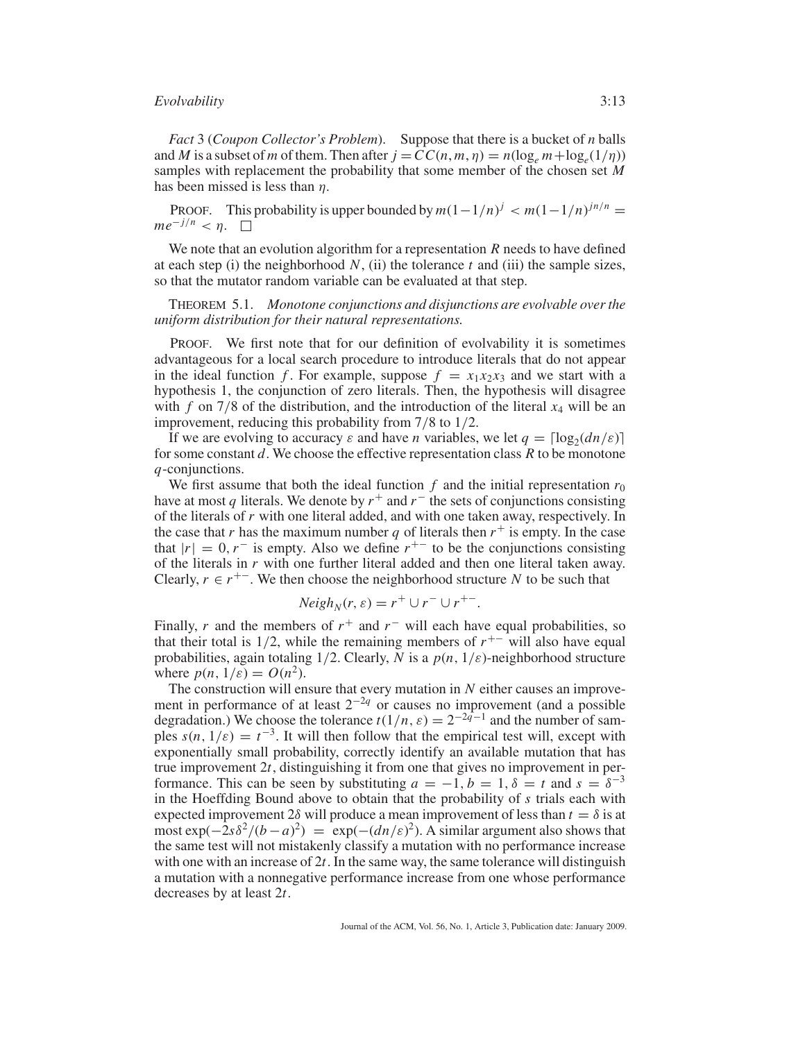*Fact* 3 (*Coupon Collector's Problem*). Suppose that there is a bucket of $n$ balls and $M$ is a subset of $m$ of them. Then after $j = CC(n, m, \eta) = n(\log_e m + \log_e(1/\eta))$ samples with replacement the probability that some member of the chosen set $M$ has been missed is less than $\eta$.

PROOF. This probability is upper bounded by $m(1-1/n)^j < m(1-1/n)^{jn/n} = me^{-j/n} < \eta$. $\square$

We note that an evolution algorithm for a representation $R$ needs to have defined at each step (i) the neighborhood $N$, (ii) the tolerance $t$ and (iii) the sample sizes, so that the mutator random variable can be evaluated at that step.

THEOREM 5.1. *Monotone conjunctions and disjunctions are evolvable over the uniform distribution for their natural representations.*

PROOF. We first note that for our definition of evolvability it is sometimes advantageous for a local search procedure to introduce literals that do not appear in the ideal function $f$. For example, suppose $f = x_1 x_2 x_3$ and we start with a hypothesis 1, the conjunction of zero literals. Then, the hypothesis will disagree with $f$ on 7/8 of the distribution, and the introduction of the literal $x_4$ will be an improvement, reducing this probability from 7/8 to 1/2.

If we are evolving to accuracy $\varepsilon$ and have $n$ variables, we let $q = \lceil \log_2(dn/\varepsilon) \rceil$ for some constant $d$. We choose the effective representation class $R$ to be monotone $q$-conjunctions.

We first assume that both the ideal function $f$ and the initial representation $r_0$ have at most $q$ literals. We denote by $r^+$ and $r^-$ the sets of conjunctions consisting of the literals of $r$ with one literal added, and with one taken away, respectively. In the case that $r$ has the maximum number $q$ of literals then $r^+$ is empty. In the case that $|r| = 0$, $r^-$ is empty. Also we define $r^{+-}$ to be the conjunctions consisting of the literals in $r$ with one further literal added and then one literal taken away. Clearly, $r \in r^{+-}$. We then choose the neighborhood structure $N$ to be such that

$$Neigh_N(r, \varepsilon) = r^+ \cup r^- \cup r^{+-}.$$

Finally, $r$ and the members of $r^+$ and $r^-$ will each have equal probabilities, so that their total is 1/2, while the remaining members of $r^{+-}$ will also have equal probabilities, again totaling 1/2. Clearly, $N$ is a $p(n, 1/\varepsilon)$-neighborhood structure where $p(n, 1/\varepsilon) = O(n^2)$.

The construction will ensure that every mutation in $N$ either causes an improvement in performance of at least $2^{-2q}$ or causes no improvement (and a possible degradation.) We choose the tolerance $t(1/n, \varepsilon) = 2^{-2q-1}$ and the number of samples $s(n, 1/\varepsilon) = t^{-3}$. It will then follow that the empirical test will, except with exponentially small probability, correctly identify an available mutation that has true improvement $2t$, distinguishing it from one that gives no improvement in performance. This can be seen by substituting $a = -1$, $b = 1$, $\delta = t$ and $s = \delta^{-3}$ in the Hoeffding Bound above to obtain that the probability of $s$ trials each with expected improvement $2\delta$ will produce a mean improvement of less than $t = \delta$ is at most $\exp(-2s\delta^2/(b-a)^2) = \exp(-(dn/\varepsilon)^2)$. A similar argument also shows that the same test will not mistakenly classify a mutation with no performance increase with one with an increase of $2t$. In the same way, the same tolerance will distinguish a mutation with a nonnegative performance increase from one whose performance decreases by at least $2t$.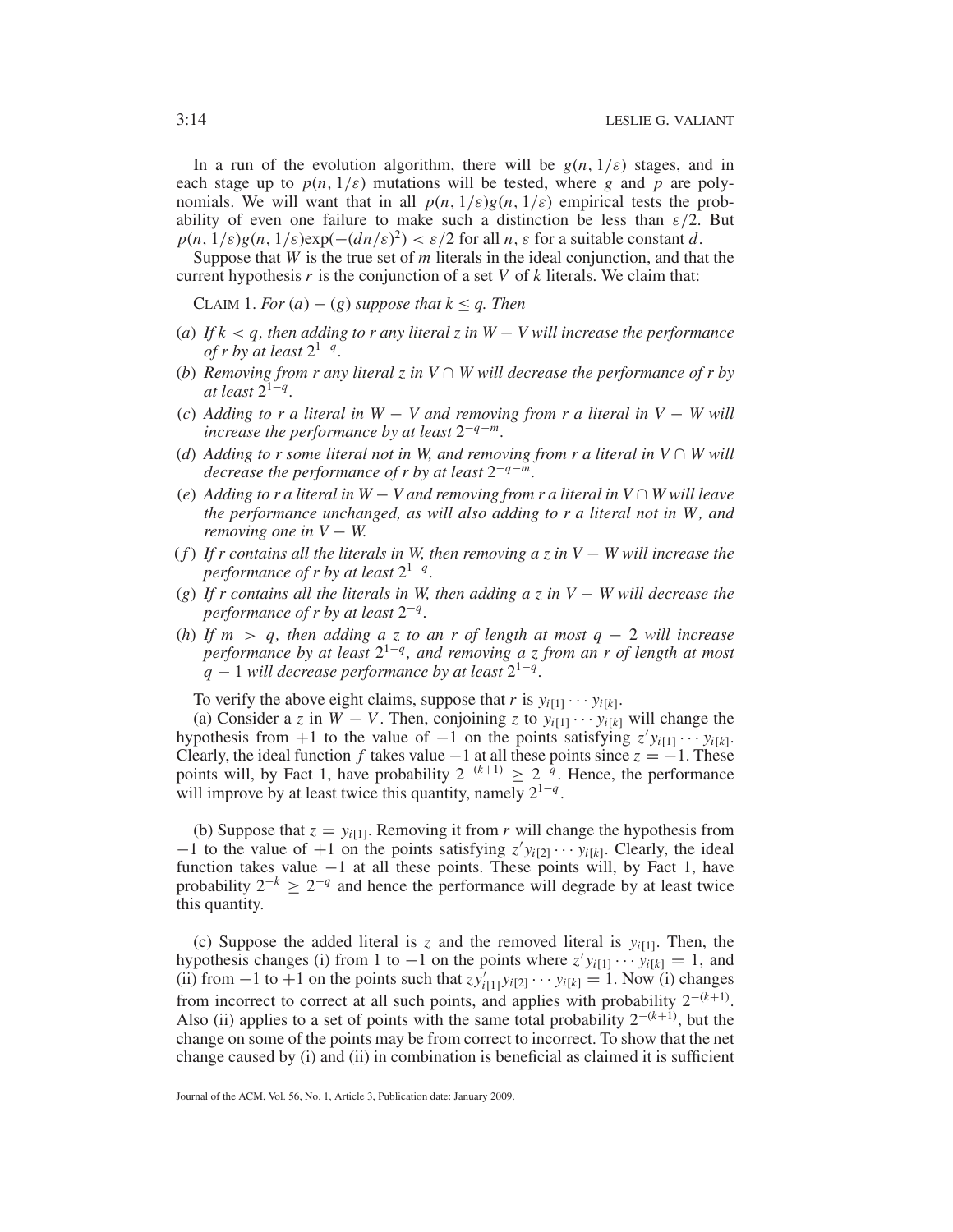In a run of the evolution algorithm, there will be $g(n, 1/\varepsilon)$ stages, and in each stage up to $p(n, 1/\varepsilon)$ mutations will be tested, where $g$ and $p$ are polynomials. We will want that in all $p(n, 1/\varepsilon)g(n, 1/\varepsilon)$ empirical tests the probability of even one failure to make such a distinction be less than $\varepsilon/2$. But $p(n, 1/\varepsilon)g(n, 1/\varepsilon)\exp(-(dn/\varepsilon)^2) < \varepsilon/2$ for all $n, \varepsilon$ for a suitable constant $d$.

Suppose that $W$ is the true set of $m$ literals in the ideal conjunction, and that the current hypothesis $r$ is the conjunction of a set $V$ of $k$ literals. We claim that:

CLAIM 1. *For (a) − (g) suppose that $k \leq q$. Then*

(*a*) *If $k < q$, then adding to $r$ any literal $z$ in $W - V$ will increase the performance of $r$ by at least $2^{1-q}$.*

(*b*) *Removing from $r$ any literal $z$ in $V \cap W$ will decrease the performance of $r$ by at least $2^{1-q}$.*

(*c*) *Adding to $r$ a literal in $W - V$ and removing from $r$ a literal in $V - W$ will increase the performance by at least $2^{-q-m}$.*

(*d*) *Adding to $r$ some literal not in $W$, and removing from $r$ a literal in $V \cap W$ will decrease the performance of $r$ by at least $2^{-q-m}$.*

(*e*) *Adding to $r$ a literal in $W - V$ and removing from $r$ a literal in $V \cap W$ will leave the performance unchanged, as will also adding to $r$ a literal not in $W$, and removing one in $V - W$.*

(*f*) *If $r$ contains all the literals in $W$, then removing a $z$ in $V - W$ will increase the performance of $r$ by at least $2^{1-q}$.*

(*g*) *If $r$ contains all the literals in $W$, then adding a $z$ in $V - W$ will decrease the performance of $r$ by at least $2^{-q}$.*

(*h*) *If $m > q$, then adding a $z$ to an $r$ of length at most $q - 2$ will increase performance by at least $2^{1-q}$, and removing a $z$ from an $r$ of length at most $q - 1$ will decrease performance by at least $2^{1-q}$.*

To verify the above eight claims, suppose that $r$ is $y_{i[1]} \cdots y_{i[k]}$.

(a) Consider a $z$ in $W - V$. Then, conjoining $z$ to $y_{i[1]} \cdots y_{i[k]}$ will change the hypothesis from $+1$ to the value of $-1$ on the points satisfying $z' y_{i[1]} \cdots y_{i[k]}$. Clearly, the ideal function $f$ takes value $-1$ at all these points since $z = -1$. These points will, by Fact 1, have probability $2^{-(k+1)} \geq 2^{-q}$. Hence, the performance will improve by at least twice this quantity, namely $2^{1-q}$.

(b) Suppose that $z = y_{i[1]}$. Removing it from $r$ will change the hypothesis from $-1$ to the value of $+1$ on the points satisfying $z' y_{i[2]} \cdots y_{i[k]}$. Clearly, the ideal function takes value $-1$ at all these points. These points will, by Fact 1, have probability $2^{-k} \geq 2^{-q}$ and hence the performance will degrade by at least twice this quantity.

(c) Suppose the added literal is $z$ and the removed literal is $y_{i[1]}$. Then, the hypothesis changes (i) from 1 to $-1$ on the points where $z' y_{i[1]} \cdots y_{i[k]} = 1$, and (ii) from $-1$ to $+1$ on the points such that $z y'_{i[1]} y_{i[2]} \cdots y_{i[k]} = 1$. Now (i) changes from incorrect to correct at all such points, and applies with probability $2^{-(k+1)}$. Also (ii) applies to a set of points with the same total probability $2^{-(k+1)}$, but the change on some of the points may be from correct to incorrect. To show that the net change caused by (i) and (ii) in combination is beneficial as claimed it is sufficient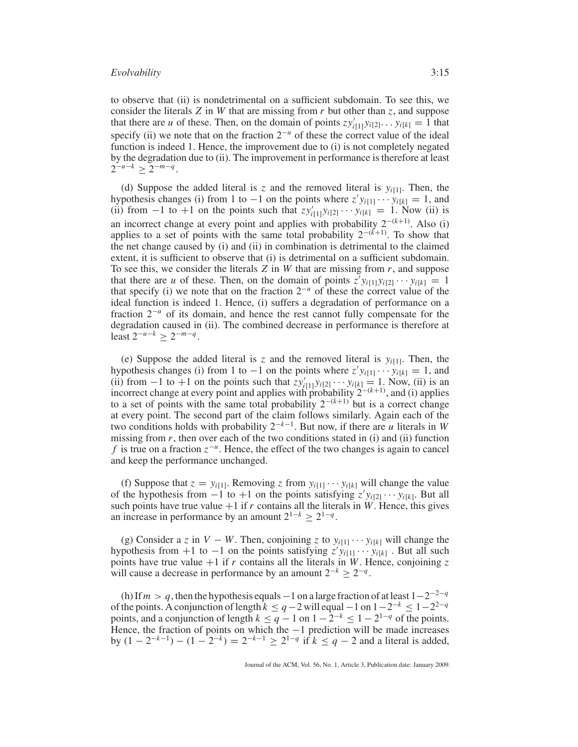to observe that (ii) is nondetrimental on a sufficient subdomain. To see this, we consider the literals $Z$ in $W$ that are missing from $r$ but other than $z$, and suppose that there are $u$ of these. Then, on the domain of points $zy'_{i[1]}y_{i[2]}\dots y_{i[k]} = 1$ that specify (ii) we note that on the fraction $2^{-u}$ of these the correct value of the ideal function is indeed 1. Hence, the improvement due to (i) is not completely negated by the degradation due to (ii). The improvement in performance is therefore at least $2^{-u-k} \geq 2^{-m-q}$.

(d) Suppose the added literal is $z$ and the removed literal is $y_{i[1]}$. Then, the hypothesis changes (i) from 1 to $-1$ on the points where $z'y_{i[1]}\cdots y_{i[k]} = 1$, and (ii) from $-1$ to $+1$ on the points such that $zy'_{i[1]}y_{i[2]}\cdots y_{i[k]} = 1$. Now (ii) is an incorrect change at every point and applies with probability $2^{-(k+1)}$. Also (i) applies to a set of points with the same total probability $2^{-(k+1)}$. To show that the net change caused by (i) and (ii) in combination is detrimental to the claimed extent, it is sufficient to observe that (i) is detrimental on a sufficient subdomain. To see this, we consider the literals $Z$ in $W$ that are missing from $r$, and suppose that there are $u$ of these. Then, on the domain of points $z'y_{i[1]}y_{i[2]}\cdots y_{i[k]} = 1$ that specify (i) we note that on the fraction $2^{-u}$ of these the correct value of the ideal function is indeed 1. Hence, (i) suffers a degradation of performance on a fraction $2^{-u}$ of its domain, and hence the rest cannot fully compensate for the degradation caused in (ii). The combined decrease in performance is therefore at least $2^{-u-k} \geq 2^{-m-q}$.

(e) Suppose the added literal is $z$ and the removed literal is $y_{i[1]}$. Then, the hypothesis changes (i) from 1 to $-1$ on the points where $z'y_{i[1]}\cdots y_{i[k]} = 1$, and (ii) from $-1$ to $+1$ on the points such that $zy'_{i[1]}y_{i[2]}\cdots y_{i[k]} = 1$. Now, (ii) is an incorrect change at every point and applies with probability $2^{-(k+1)}$, and (i) applies to a set of points with the same total probability $2^{-(k+1)}$ but is a correct change at every point. The second part of the claim follows similarly. Again each of the two conditions holds with probability $2^{-k-1}$. But now, if there are $u$ literals in $W$ missing from $r$, then over each of the two conditions stated in (i) and (ii) function $f$ is true on a fraction $z^{-u}$. Hence, the effect of the two changes is again to cancel and keep the performance unchanged.

(f) Suppose that $z = y_{i[1]}$. Removing $z$ from $y_{i[1]}\cdots y_{i[k]}$ will change the value of the hypothesis from $-1$ to $+1$ on the points satisfying $z'y_{i[2]}\cdots y_{i[k]}$. But all such points have true value $+1$ if $r$ contains all the literals in $W$. Hence, this gives an increase in performance by an amount $2^{1-k} \geq 2^{1-q}$.

(g) Consider a $z$ in $V - W$. Then, conjoining $z$ to $y_{i[1]}\cdots y_{i[k]}$ will change the hypothesis from $+1$ to $-1$ on the points satisfying $z'y_{i[1]}\cdots y_{i[k]}$ . But all such points have true value $+1$ if $r$ contains all the literals in $W$. Hence, conjoining $z$ will cause a decrease in performance by an amount $2^{-k} \geq 2^{-q}$.

(h) If $m > q$, then the hypothesis equals $-1$ on a large fraction of at least $1-2^{-2-q}$ of the points. A conjunction of length $k \leq q-2$ will equal $-1$ on $1-2^{-k} \leq 1-2^{2-q}$ points, and a conjunction of length $k \leq q-1$ on $1-2^{-k} \leq 1-2^{1-q}$ of the points. Hence, the fraction of points on which the $-1$ prediction will be made increases by $(1-2^{-k-1}) - (1-2^{-k}) = 2^{-k-1} \geq 2^{1-q}$ if $k \leq q-2$ and a literal is added,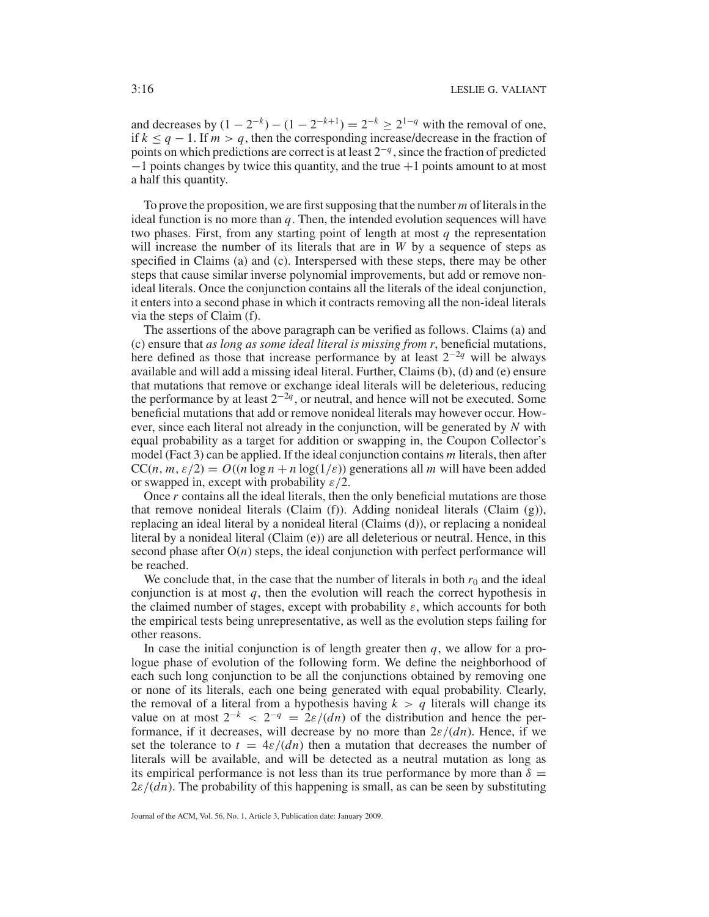and decreases by $(1 - 2^{-k}) - (1 - 2^{-k+1}) = 2^{-k} \geq 2^{1-q}$ with the removal of one, if $k \leq q - 1$. If $m > q$, then the corresponding increase/decrease in the fraction of points on which predictions are correct is at least $2^{-q}$, since the fraction of predicted $-1$ points changes by twice this quantity, and the true $+1$ points amount to at most a half this quantity.

To prove the proposition, we are first supposing that the number $m$ of literals in the ideal function is no more than $q$. Then, the intended evolution sequences will have two phases. First, from any starting point of length at most $q$ the representation will increase the number of its literals that are in $W$ by a sequence of steps as specified in Claims (a) and (c). Interspersed with these steps, there may be other steps that cause similar inverse polynomial improvements, but add or remove non-ideal literals. Once the conjunction contains all the literals of the ideal conjunction, it enters into a second phase in which it contracts removing all the non-ideal literals via the steps of Claim (f).

The assertions of the above paragraph can be verified as follows. Claims (a) and (c) ensure that *as long as some ideal literal is missing from r*, beneficial mutations, here defined as those that increase performance by at least $2^{-2q}$ will be always available and will add a missing ideal literal. Further, Claims (b), (d) and (e) ensure that mutations that remove or exchange ideal literals will be deleterious, reducing the performance by at least $2^{-2q}$, or neutral, and hence will not be executed. Some beneficial mutations that add or remove nonideal literals may however occur. However, since each literal not already in the conjunction, will be generated by $N$ with equal probability as a target for addition or swapping in, the Coupon Collector's model (Fact 3) can be applied. If the ideal conjunction contains $m$ literals, then after $CC(n, m, \varepsilon/2) = O((n \log n + n \log(1/\varepsilon))$ generations all $m$ will have been added or swapped in, except with probability $\varepsilon/2$.

Once $r$ contains all the ideal literals, then the only beneficial mutations are those that remove nonideal literals (Claim (f)). Adding nonideal literals (Claim (g)), replacing an ideal literal by a nonideal literal (Claims (d)), or replacing a nonideal literal by a nonideal literal (Claim (e)) are all deleterious or neutral. Hence, in this second phase after $O(n)$ steps, the ideal conjunction with perfect performance will be reached.

We conclude that, in the case that the number of literals in both $r_0$ and the ideal conjunction is at most $q$, then the evolution will reach the correct hypothesis in the claimed number of stages, except with probability $\varepsilon$, which accounts for both the empirical tests being unrepresentative, as well as the evolution steps failing for other reasons.

In case the initial conjunction is of length greater then $q$, we allow for a prologue phase of evolution of the following form. We define the neighborhood of each such long conjunction to be all the conjunctions obtained by removing one or none of its literals, each one being generated with equal probability. Clearly, the removal of a literal from a hypothesis having $k > q$ literals will change its value on at most $2^{-k} < 2^{-q} = 2\varepsilon/(dn)$ of the distribution and hence the performance, if it decreases, will decrease by no more than $2\varepsilon/(dn)$. Hence, if we set the tolerance to $t = 4\varepsilon/(dn)$ then a mutation that decreases the number of literals will be available, and will be detected as a neutral mutation as long as its empirical performance is not less than its true performance by more than $\delta = 2\varepsilon/(dn)$. The probability of this happening is small, as can be seen by substituting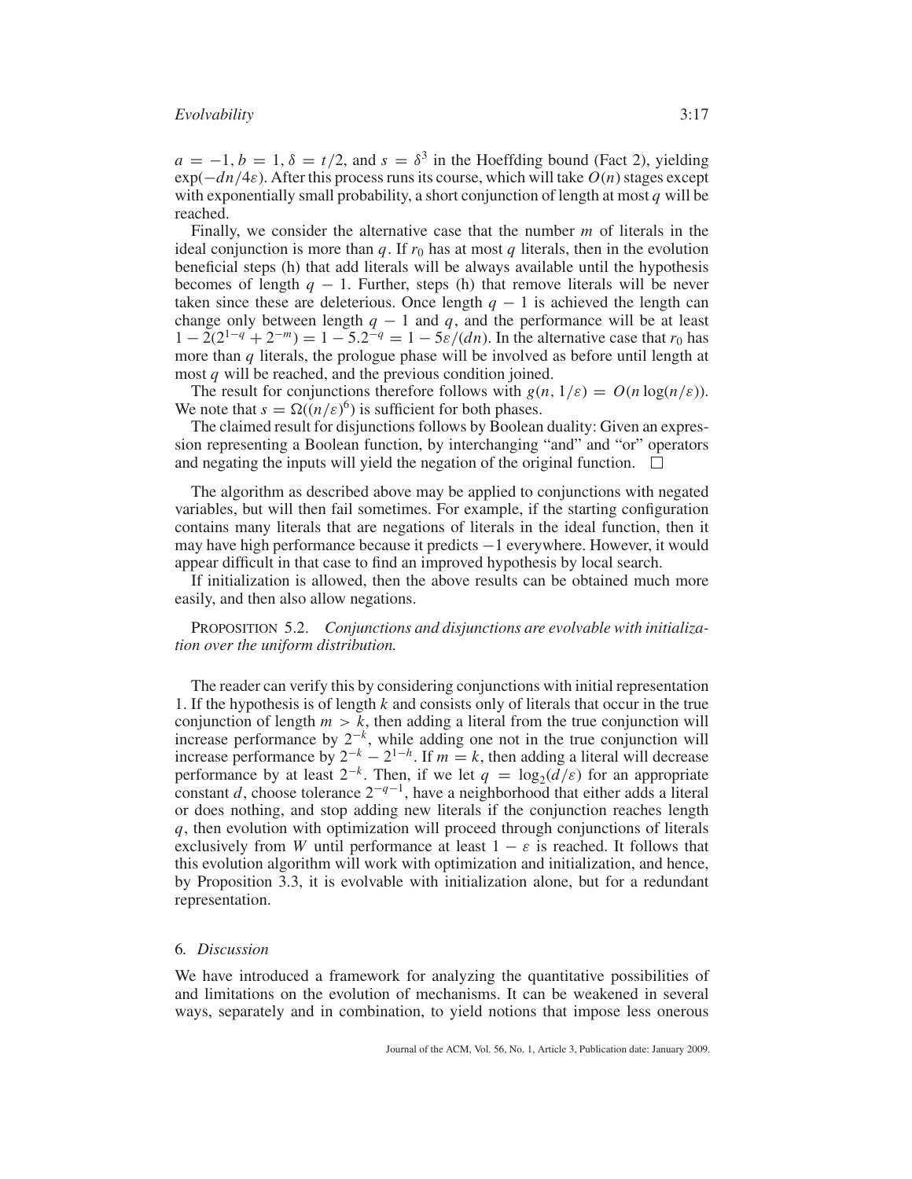$a = -1, b = 1, \delta = t/2$, and $s = \delta^3$ in the Hoeffding bound (Fact 2), yielding $\exp(-dn/4\varepsilon)$. After this process runs its course, which will take $O(n)$ stages except with exponentially small probability, a short conjunction of length at most $q$ will be reached.

Finally, we consider the alternative case that the number $m$ of literals in the ideal conjunction is more than $q$. If $r_0$ has at most $q$ literals, then in the evolution beneficial steps (h) that add literals will be always available until the hypothesis becomes of length $q - 1$. Further, steps (h) that remove literals will be never taken since these are deleterious. Once length $q - 1$ is achieved the length can change only between length $q - 1$ and $q$, and the performance will be at least $1 - 2(2^{1-q} + 2^{-m}) = 1 - 5.2^{-q} = 1 - 5\varepsilon/(dn)$. In the alternative case that $r_0$ has more than $q$ literals, the prologue phase will be involved as before until length at most $q$ will be reached, and the previous condition joined.

The result for conjunctions therefore follows with $g(n, 1/\varepsilon) = O(n \log(n/\varepsilon))$. We note that $s = \Omega((n/\varepsilon)^6)$ is sufficient for both phases.

The claimed result for disjunctions follows by Boolean duality: Given an expression representing a Boolean function, by interchanging "and" and "or" operators and negating the inputs will yield the negation of the original function. □

The algorithm as described above may be applied to conjunctions with negated variables, but will then fail sometimes. For example, if the starting configuration contains many literals that are negations of literals in the ideal function, then it may have high performance because it predicts $-1$ everywhere. However, it would appear difficult in that case to find an improved hypothesis by local search.

If initialization is allowed, then the above results can be obtained much more easily, and then also allow negations.

PROPOSITION 5.2. *Conjunctions and disjunctions are evolvable with initialization over the uniform distribution.*

The reader can verify this by considering conjunctions with initial representation 1. If the hypothesis is of length $k$ and consists only of literals that occur in the true conjunction of length $m > k$, then adding a literal from the true conjunction will increase performance by $2^{-k}$, while adding one not in the true conjunction will increase performance by $2^{-k} - 2^{1-h}$. If $m = k$, then adding a literal will decrease performance by at least $2^{-k}$. Then, if we let $q = \log_2(d/\varepsilon)$ for an appropriate constant $d$, choose tolerance $2^{-q-1}$, have a neighborhood that either adds a literal or does nothing, and stop adding new literals if the conjunction reaches length $q$, then evolution with optimization will proceed through conjunctions of literals exclusively from $W$ until performance at least $1 - \varepsilon$ is reached. It follows that this evolution algorithm will work with optimization and initialization, and hence, by Proposition 3.3, it is evolvable with initialization alone, but for a redundant representation.

## 6. *Discussion*

We have introduced a framework for analyzing the quantitative possibilities of and limitations on the evolution of mechanisms. It can be weakened in several ways, separately and in combination, to yield notions that impose less onerous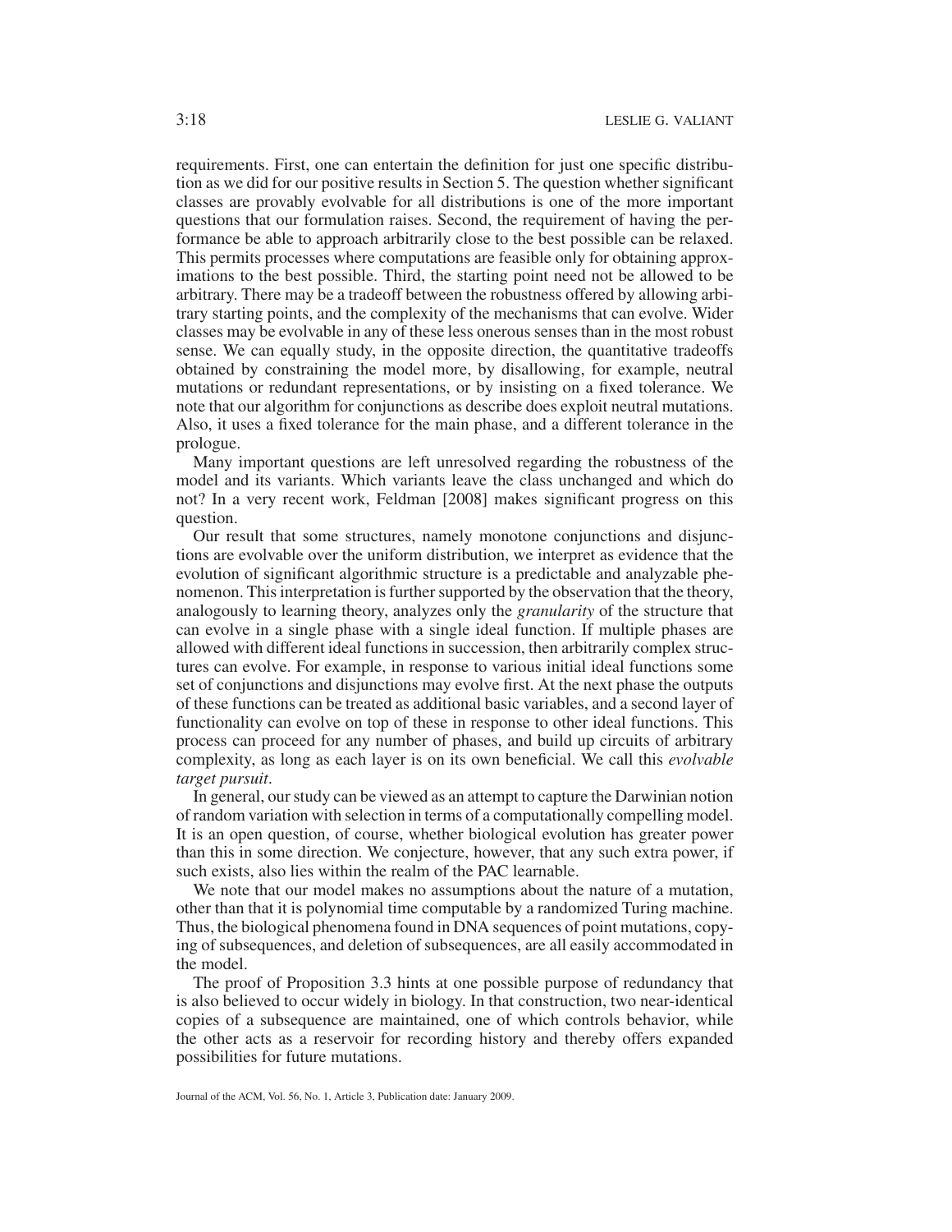requirements. First, one can entertain the definition for just one specific distribution as we did for our positive results in Section 5. The question whether significant classes are provably evolvable for all distributions is one of the more important questions that our formulation raises. Second, the requirement of having the performance be able to approach arbitrarily close to the best possible can be relaxed. This permits processes where computations are feasible only for obtaining approximations to the best possible. Third, the starting point need not be allowed to be arbitrary. There may be a tradeoff between the robustness offered by allowing arbitrary starting points, and the complexity of the mechanisms that can evolve. Wider classes may be evolvable in any of these less onerous senses than in the most robust sense. We can equally study, in the opposite direction, the quantitative tradeoffs obtained by constraining the model more, by disallowing, for example, neutral mutations or redundant representations, or by insisting on a fixed tolerance. We note that our algorithm for conjunctions as describe does exploit neutral mutations. Also, it uses a fixed tolerance for the main phase, and a different tolerance in the prologue.

Many important questions are left unresolved regarding the robustness of the model and its variants. Which variants leave the class unchanged and which do not? In a very recent work, Feldman [2008] makes significant progress on this question.

Our result that some structures, namely monotone conjunctions and disjunctions are evolvable over the uniform distribution, we interpret as evidence that the evolution of significant algorithmic structure is a predictable and analyzable phenomenon. This interpretation is further supported by the observation that the theory, analogously to learning theory, analyzes only the *granularity* of the structure that can evolve in a single phase with a single ideal function. If multiple phases are allowed with different ideal functions in succession, then arbitrarily complex structures can evolve. For example, in response to various initial ideal functions some set of conjunctions and disjunctions may evolve first. At the next phase the outputs of these functions can be treated as additional basic variables, and a second layer of functionality can evolve on top of these in response to other ideal functions. This process can proceed for any number of phases, and build up circuits of arbitrary complexity, as long as each layer is on its own beneficial. We call this *evolvable target pursuit*.

In general, our study can be viewed as an attempt to capture the Darwinian notion of random variation with selection in terms of a computationally compelling model. It is an open question, of course, whether biological evolution has greater power than this in some direction. We conjecture, however, that any such extra power, if such exists, also lies within the realm of the PAC learnable.

We note that our model makes no assumptions about the nature of a mutation, other than that it is polynomial time computable by a randomized Turing machine. Thus, the biological phenomena found in DNA sequences of point mutations, copying of subsequences, and deletion of subsequences, are all easily accommodated in the model.

The proof of Proposition 3.3 hints at one possible purpose of redundancy that is also believed to occur widely in biology. In that construction, two near-identical copies of a subsequence are maintained, one of which controls behavior, while the other acts as a reservoir for recording history and thereby offers expanded possibilities for future mutations.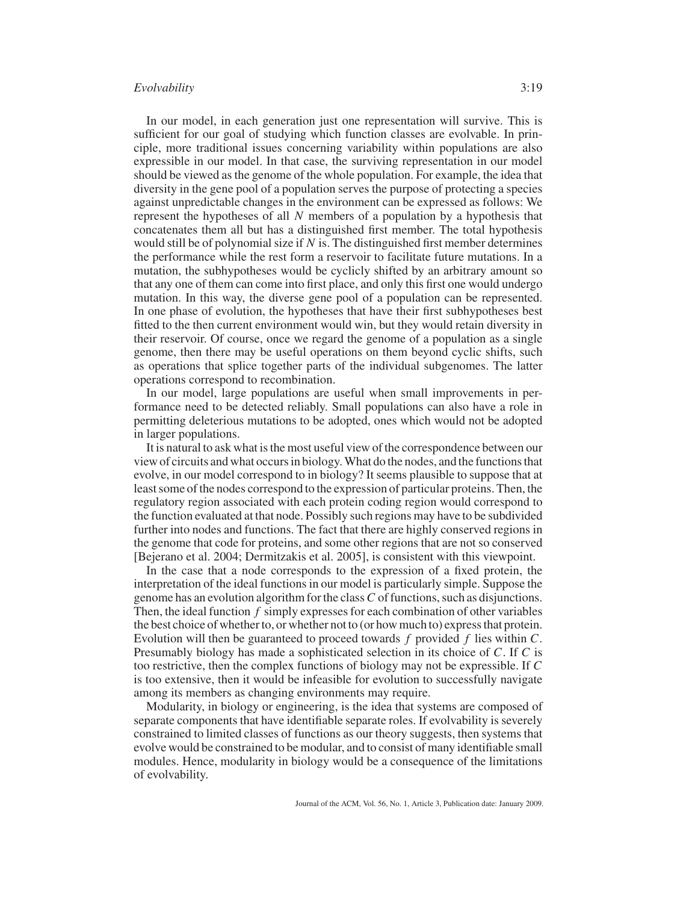In our model, in each generation just one representation will survive. This is sufficient for our goal of studying which function classes are evolvable. In principle, more traditional issues concerning variability within populations are also expressible in our model. In that case, the surviving representation in our model should be viewed as the genome of the whole population. For example, the idea that diversity in the gene pool of a population serves the purpose of protecting a species against unpredictable changes in the environment can be expressed as follows: We represent the hypotheses of all $N$ members of a population by a hypothesis that concatenates them all but has a distinguished first member. The total hypothesis would still be of polynomial size if $N$ is. The distinguished first member determines the performance while the rest form a reservoir to facilitate future mutations. In a mutation, the subhypotheses would be cyclicly shifted by an arbitrary amount so that any one of them can come into first place, and only this first one would undergo mutation. In this way, the diverse gene pool of a population can be represented. In one phase of evolution, the hypotheses that have their first subhypotheses best fitted to the then current environment would win, but they would retain diversity in their reservoir. Of course, once we regard the genome of a population as a single genome, then there may be useful operations on them beyond cyclic shifts, such as operations that splice together parts of the individual subgenomes. The latter operations correspond to recombination.

In our model, large populations are useful when small improvements in performance need to be detected reliably. Small populations can also have a role in permitting deleterious mutations to be adopted, ones which would not be adopted in larger populations.

It is natural to ask what is the most useful view of the correspondence between our view of circuits and what occurs in biology. What do the nodes, and the functions that evolve, in our model correspond to in biology? It seems plausible to suppose that at least some of the nodes correspond to the expression of particular proteins. Then, the regulatory region associated with each protein coding region would correspond to the function evaluated at that node. Possibly such regions may have to be subdivided further into nodes and functions. The fact that there are highly conserved regions in the genome that code for proteins, and some other regions that are not so conserved [Bejerano et al. 2004; Dermitzakis et al. 2005], is consistent with this viewpoint.

In the case that a node corresponds to the expression of a fixed protein, the interpretation of the ideal functions in our model is particularly simple. Suppose the genome has an evolution algorithm for the class $C$ of functions, such as disjunctions. Then, the ideal function $f$ simply expresses for each combination of other variables the best choice of whether to, or whether not to (or how much to) express that protein. Evolution will then be guaranteed to proceed towards $f$ provided $f$ lies within $C$. Presumably biology has made a sophisticated selection in its choice of $C$. If $C$ is too restrictive, then the complex functions of biology may not be expressible. If $C$ is too extensive, then it would be infeasible for evolution to successfully navigate among its members as changing environments may require.

Modularity, in biology or engineering, is the idea that systems are composed of separate components that have identifiable separate roles. If evolvability is severely constrained to limited classes of functions as our theory suggests, then systems that evolve would be constrained to be modular, and to consist of many identifiable small modules. Hence, modularity in biology would be a consequence of the limitations of evolvability.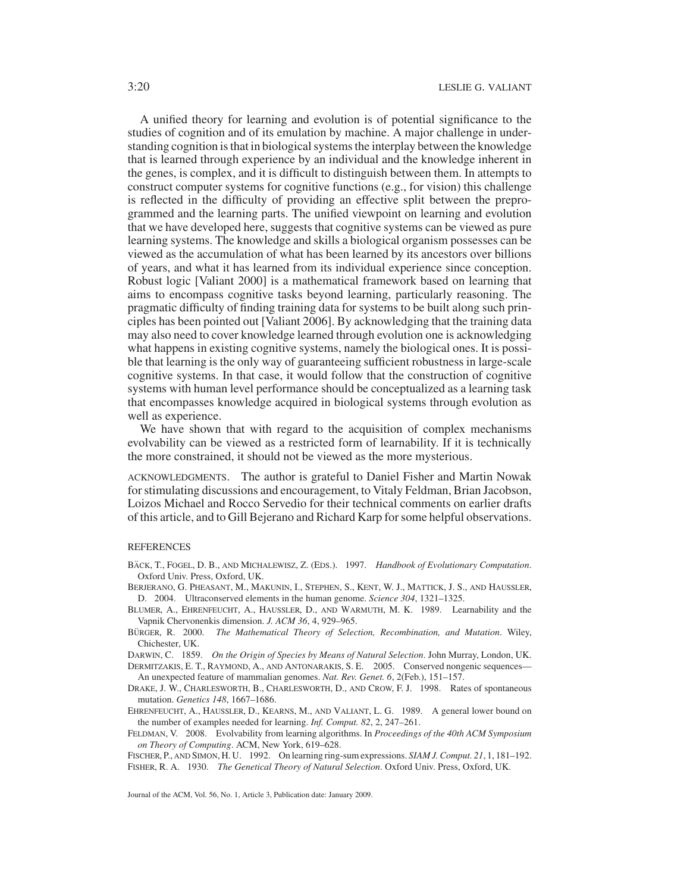A unified theory for learning and evolution is of potential significance to the studies of cognition and of its emulation by machine. A major challenge in understanding cognition is that in biological systems the interplay between the knowledge that is learned through experience by an individual and the knowledge inherent in the genes, is complex, and it is difficult to distinguish between them. In attempts to construct computer systems for cognitive functions (e.g., for vision) this challenge is reflected in the difficulty of providing an effective split between the preprogrammed and the learning parts. The unified viewpoint on learning and evolution that we have developed here, suggests that cognitive systems can be viewed as pure learning systems. The knowledge and skills a biological organism possesses can be viewed as the accumulation of what has been learned by its ancestors over billions of years, and what it has learned from its individual experience since conception. Robust logic [Valiant 2000] is a mathematical framework based on learning that aims to encompass cognitive tasks beyond learning, particularly reasoning. The pragmatic difficulty of finding training data for systems to be built along such principles has been pointed out [Valiant 2006]. By acknowledging that the training data may also need to cover knowledge learned through evolution one is acknowledging what happens in existing cognitive systems, namely the biological ones. It is possible that learning is the only way of guaranteeing sufficient robustness in large-scale cognitive systems. In that case, it would follow that the construction of cognitive systems with human level performance should be conceptualized as a learning task that encompasses knowledge acquired in biological systems through evolution as well as experience.

We have shown that with regard to the acquisition of complex mechanisms evolvability can be viewed as a restricted form of learnability. If it is technically the more constrained, it should not be viewed as the more mysterious.

ACKNOWLEDGMENTS. The author is grateful to Daniel Fisher and Martin Nowak for stimulating discussions and encouragement, to Vitaly Feldman, Brian Jacobson, Loizos Michael and Rocco Servedio for their technical comments on earlier drafts of this article, and to Gill Bejerano and Richard Karp for some helpful observations.

## REFERENCES

BÄCK, T., FOGEL, D. B., AND MICHALEWISZ, Z. (EDS.). 1997. *Handbook of Evolutionary Computation*. Oxford Univ. Press, Oxford, UK.

BERJERANO, G. PHEASANT, M., MAKUNIN, I., STEPHEN, S., KENT, W. J., MATTICK, J. S., AND HAUSSLER, D. 2004. Ultraconserved elements in the human genome. *Science 304*, 1321–1325.

BLUMER, A., EHRENFEUCHT, A., HAUSSLER, D., AND WARMUTH, M. K. 1989. Learnability and the Vapnik Chervonenkis dimension. *J. ACM 36*, 4, 929–965.

BÜRGER, R. 2000. *The Mathematical Theory of Selection, Recombination, and Mutation*. Wiley, Chichester, UK.

DARWIN, C. 1859. *On the Origin of Species by Means of Natural Selection*. John Murray, London, UK.

DERMITZAKIS, E. T., RAYMOND, A., AND ANTONARAKIS, S. E. 2005. Conserved nongenic sequences—An unexpected feature of mammalian genomes. *Nat. Rev. Genet. 6*, 2(Feb.), 151–157.

DRAKE, J. W., CHARLESWORTH, B., CHARLESWORTH, D., AND CROW, F. J. 1998. Rates of spontaneous mutation. *Genetics 148*, 1667–1686.

EHRENFEUCHT, A., HAUSSLER, D., KEARNS, M., AND VALIANT, L. G. 1989. A general lower bound on the number of examples needed for learning. *Inf. Comput. 82*, 2, 247–261.

FELDMAN, V. 2008. Evolvability from learning algorithms. In *Proceedings of the 40th ACM Symposium on Theory of Computing*. ACM, New York, 619–628.

FISCHER, P., AND SIMON, H. U. 1992. On learning ring-sum expressions. *SIAM J. Comput. 21*, 1, 181–192.

FISHER, R. A. 1930. *The Genetical Theory of Natural Selection*. Oxford Univ. Press, Oxford, UK.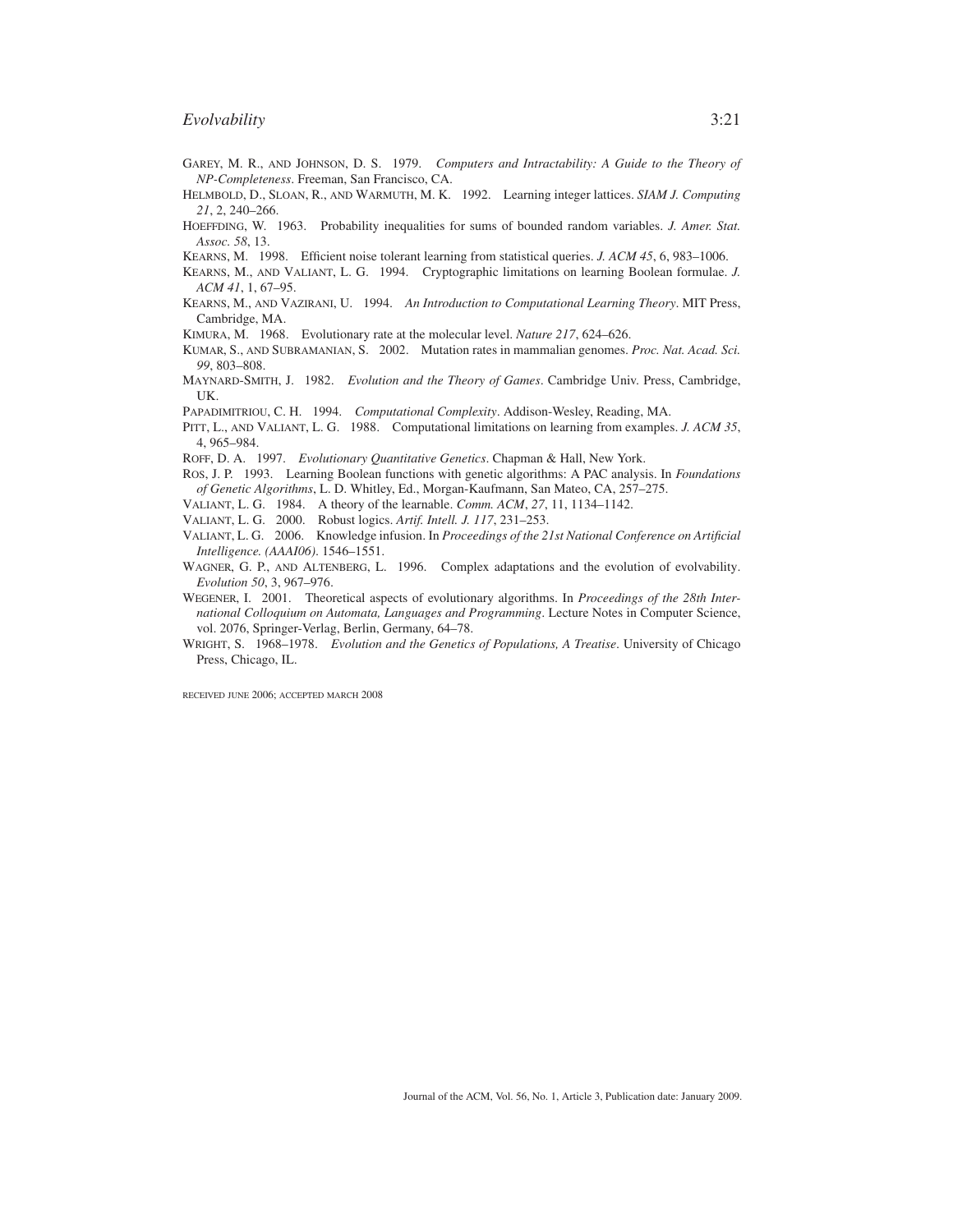GAREY, M. R., AND JOHNSON, D. S. 1979. *Computers and Intractability: A Guide to the Theory of NP-Completeness*. Freeman, San Francisco, CA.

HELMBOLD, D., SLOAN, R., AND WARMUTH, M. K. 1992. Learning integer lattices. *SIAM J. Computing 21*, 2, 240–266.

HOEFFDING, W. 1963. Probability inequalities for sums of bounded random variables. *J. Amer. Stat. Assoc. 58*, 13.

KEARNS, M. 1998. Efficient noise tolerant learning from statistical queries. *J. ACM 45*, 6, 983–1006.

KEARNS, M., AND VALIANT, L. G. 1994. Cryptographic limitations on learning Boolean formulae. *J. ACM 41*, 1, 67–95.

KEARNS, M., AND VAZIRANI, U. 1994. *An Introduction to Computational Learning Theory*. MIT Press, Cambridge, MA.

KIMURA, M. 1968. Evolutionary rate at the molecular level. *Nature 217*, 624–626.

KUMAR, S., AND SUBRAMANIAN, S. 2002. Mutation rates in mammalian genomes. *Proc. Nat. Acad. Sci. 99*, 803–808.

MAYNARD-SMITH, J. 1982. *Evolution and the Theory of Games*. Cambridge Univ. Press, Cambridge, UK.

PAPADIMITRIOU, C. H. 1994. *Computational Complexity*. Addison-Wesley, Reading, MA.

PITT, L., AND VALIANT, L. G. 1988. Computational limitations on learning from examples. *J. ACM 35*, 4, 965–984.

ROFF, D. A. 1997. *Evolutionary Quantitative Genetics*. Chapman & Hall, New York.

ROS, J. P. 1993. Learning Boolean functions with genetic algorithms: A PAC analysis. In *Foundations of Genetic Algorithms*, L. D. Whitley, Ed., Morgan-Kaufmann, San Mateo, CA, 257–275.

VALIANT, L. G. 1984. A theory of the learnable. *Comm. ACM*, *27*, 11, 1134–1142.

VALIANT, L. G. 2000. Robust logics. *Artif. Intell. J. 117*, 231–253.

VALIANT, L. G. 2006. Knowledge infusion. In *Proceedings of the 21st National Conference on Artificial Intelligence. (AAAI06)*. 1546–1551.

WAGNER, G. P., AND ALTENBERG, L. 1996. Complex adaptations and the evolution of evolvability. *Evolution 50*, 3, 967–976.

WEGENER, I. 2001. Theoretical aspects of evolutionary algorithms. In *Proceedings of the 28th International Colloquium on Automata, Languages and Programming*. Lecture Notes in Computer Science, vol. 2076, Springer-Verlag, Berlin, Germany, 64–78.

WRIGHT, S. 1968–1978. *Evolution and the Genetics of Populations, A Treatise*. University of Chicago Press, Chicago, IL.

RECEIVED JUNE 2006; ACCEPTED MARCH 2008